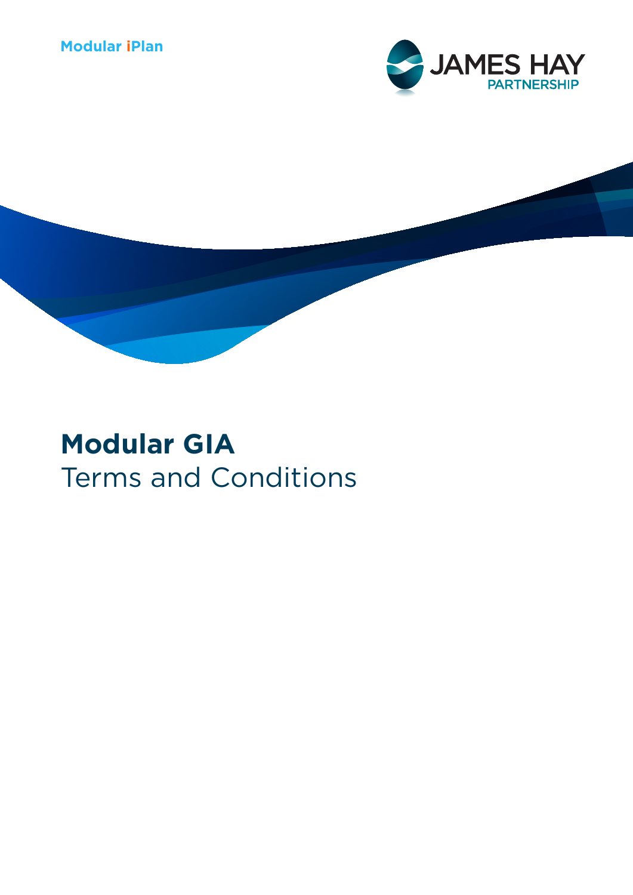Modular iPlan

JAMES HAY
PARTNERSHIP

# Modular GIA
Terms and Conditions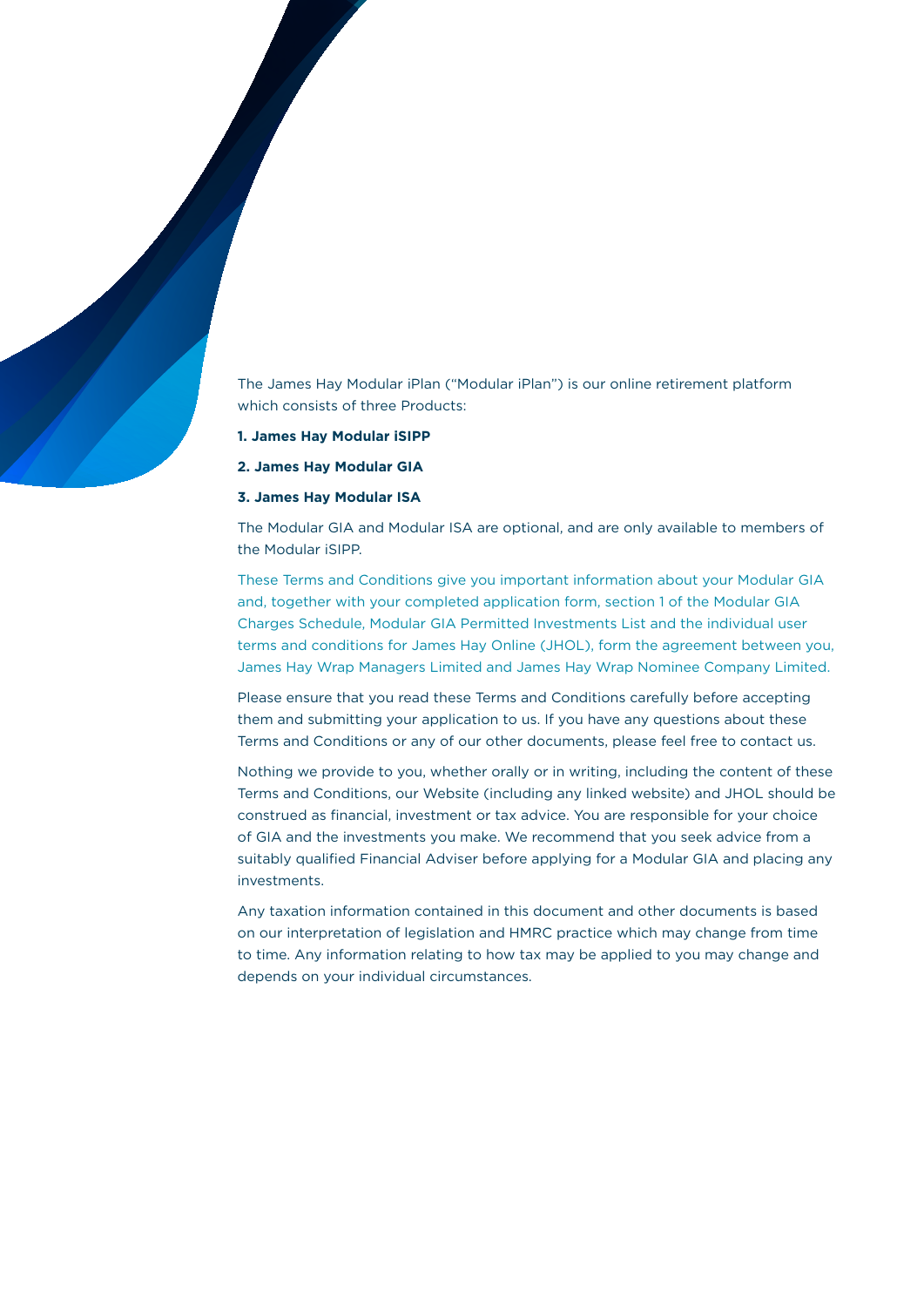The James Hay Modular iPlan ("Modular iPlan") is our online retirement platform which consists of three Products:

**1. James Hay Modular iSIPP**

**2. James Hay Modular GIA**

**3. James Hay Modular ISA**

The Modular GIA and Modular ISA are optional, and are only available to members of the Modular iSIPP.

These Terms and Conditions give you important information about your Modular GIA and, together with your completed application form, section 1 of the Modular GIA Charges Schedule, Modular GIA Permitted Investments List and the individual user terms and conditions for James Hay Online (JHOL), form the agreement between you, James Hay Wrap Managers Limited and James Hay Wrap Nominee Company Limited.

Please ensure that you read these Terms and Conditions carefully before accepting them and submitting your application to us. If you have any questions about these Terms and Conditions or any of our other documents, please feel free to contact us.

Nothing we provide to you, whether orally or in writing, including the content of these Terms and Conditions, our Website (including any linked website) and JHOL should be construed as financial, investment or tax advice. You are responsible for your choice of GIA and the investments you make. We recommend that you seek advice from a suitably qualified Financial Adviser before applying for a Modular GIA and placing any investments.

Any taxation information contained in this document and other documents is based on our interpretation of legislation and HMRC practice which may change from time to time. Any information relating to how tax may be applied to you may change and depends on your individual circumstances.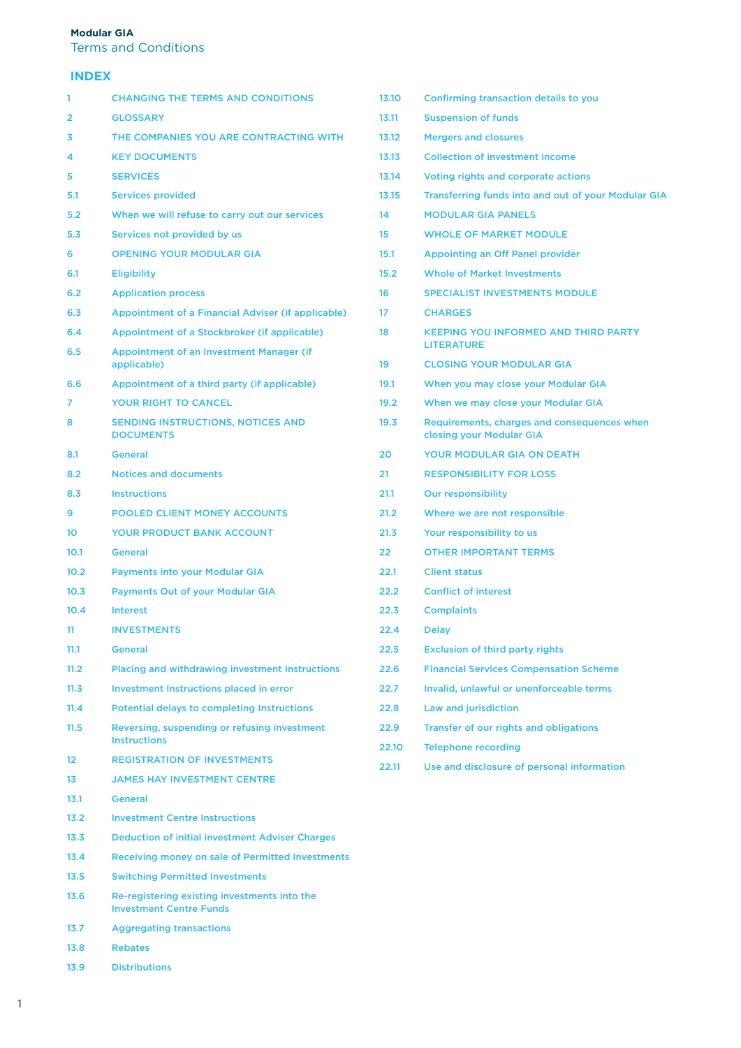**Modular GIA**
Terms and Conditions

## INDEX

| | |
|---|---|
| 1 | CHANGING THE TERMS AND CONDITIONS |
| 2 | GLOSSARY |
| 3 | THE COMPANIES YOU ARE CONTRACTING WITH |
| 4 | KEY DOCUMENTS |
| 5 | SERVICES |
| 5.1 | Services provided |
| 5.2 | When we will refuse to carry out our services |
| 5.3 | Services not provided by us |
| 6 | OPENING YOUR MODULAR GIA |
| 6.1 | Eligibility |
| 6.2 | Application process |
| 6.3 | Appointment of a Financial Adviser (if applicable) |
| 6.4 | Appointment of a Stockbroker (if applicable) |
| 6.5 | Appointment of an Investment Manager (if applicable) |
| 6.6 | Appointment of a third party (if applicable) |
| 7 | YOUR RIGHT TO CANCEL |
| 8 | SENDING INSTRUCTIONS, NOTICES AND DOCUMENTS |
| 8.1 | General |
| 8.2 | Notices and documents |
| 8.3 | Instructions |
| 9 | POOLED CLIENT MONEY ACCOUNTS |
| 10 | YOUR PRODUCT BANK ACCOUNT |
| 10.1 | General |
| 10.2 | Payments into your Modular GIA |
| 10.3 | Payments Out of your Modular GIA |
| 10.4 | Interest |
| 11 | INVESTMENTS |
| 11.1 | General |
| 11.2 | Placing and withdrawing investment Instructions |
| 11.3 | Investment Instructions placed in error |
| 11.4 | Potential delays to completing Instructions |
| 11.5 | Reversing, suspending or refusing investment Instructions |
| 12 | REGISTRATION OF INVESTMENTS |
| 13 | JAMES HAY INVESTMENT CENTRE |
| 13.1 | General |
| 13.2 | Investment Centre Instructions |
| 13.3 | Deduction of initial investment Adviser Charges |
| 13.4 | Receiving money on sale of Permitted Investments |
| 13.5 | Switching Permitted Investments |
| 13.6 | Re-registering existing investments into the Investment Centre Funds |
| 13.7 | Aggregating transactions |
| 13.8 | Rebates |
| 13.9 | Distributions |
| 13.10 | Confirming transaction details to you |
| 13.11 | Suspension of funds |
| 13.12 | Mergers and closures |
| 13.13 | Collection of investment income |
| 13.14 | Voting rights and corporate actions |
| 13.15 | Transferring funds into and out of your Modular GIA |
| 14 | MODULAR GIA PANELS |
| 15 | WHOLE OF MARKET MODULE |
| 15.1 | Appointing an Off Panel provider |
| 15.2 | Whole of Market Investments |
| 16 | SPECIALIST INVESTMENTS MODULE |
| 17 | CHARGES |
| 18 | KEEPING YOU INFORMED AND THIRD PARTY LITERATURE |
| 19 | CLOSING YOUR MODULAR GIA |
| 19.1 | When you may close your Modular GIA |
| 19.2 | When we may close your Modular GIA |
| 19.3 | Requirements, charges and consequences when closing your Modular GIA |
| 20 | YOUR MODULAR GIA ON DEATH |
| 21 | RESPONSIBILITY FOR LOSS |
| 21.1 | Our responsibility |
| 21.2 | Where we are not responsible |
| 21.3 | Your responsibility to us |
| 22 | OTHER IMPORTANT TERMS |
| 22.1 | Client status |
| 22.2 | Conflict of interest |
| 22.3 | Complaints |
| 22.4 | Delay |
| 22.5 | Exclusion of third party rights |
| 22.6 | Financial Services Compensation Scheme |
| 22.7 | Invalid, unlawful or unenforceable terms |
| 22.8 | Law and jurisdiction |
| 22.9 | Transfer of our rights and obligations |
| 22.10 | Telephone recording |
| 22.11 | Use and disclosure of personal information |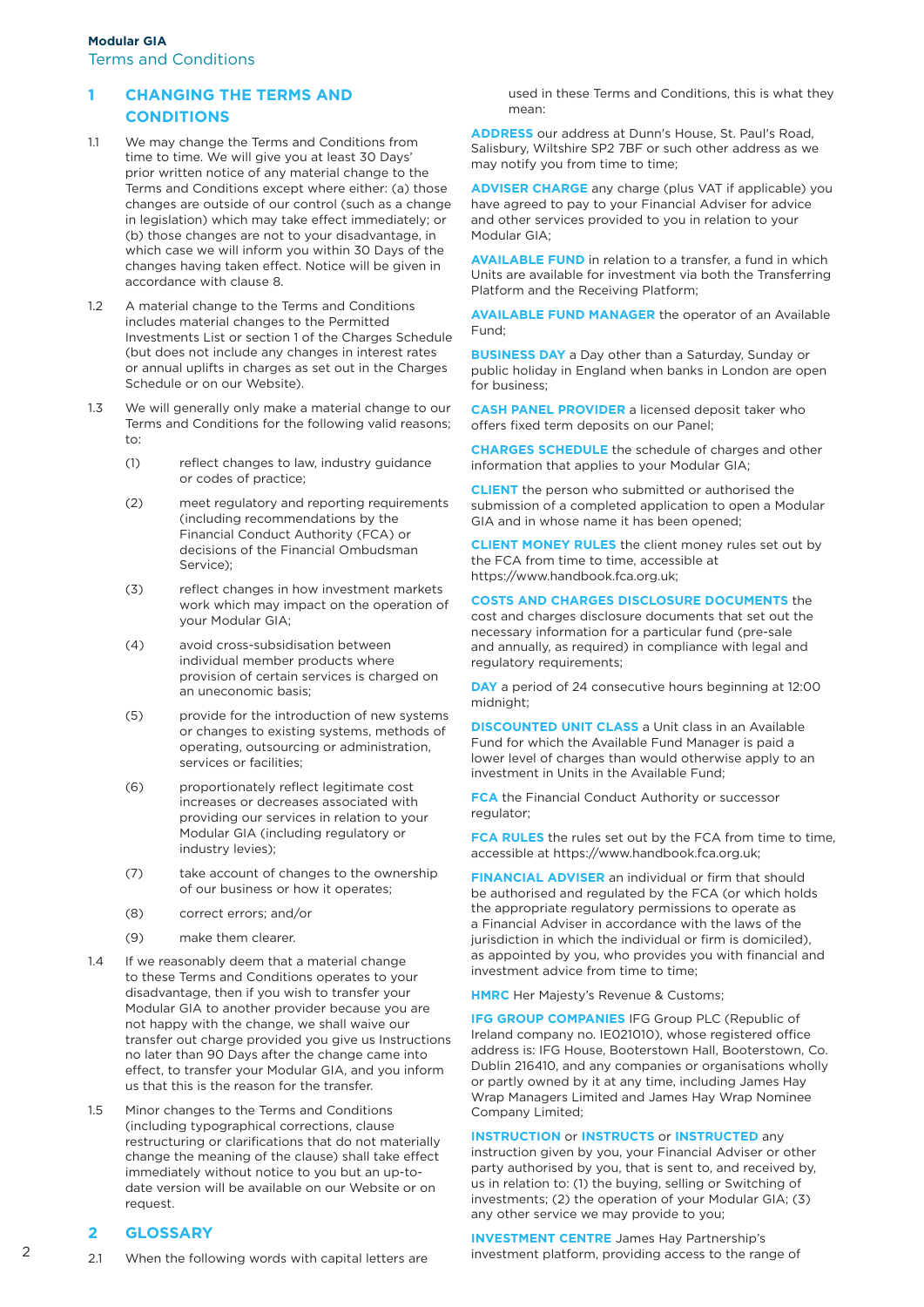## 1 CHANGING THE TERMS AND CONDITIONS

1.1 We may change the Terms and Conditions from time to time. We will give you at least 30 Days' prior written notice of any material change to the Terms and Conditions except where either: (a) those changes are outside of our control (such as a change in legislation) which may take effect immediately; or (b) those changes are not to your disadvantage, in which case we will inform you within 30 Days of the changes having taken effect. Notice will be given in accordance with clause 8.

1.2 A material change to the Terms and Conditions includes material changes to the Permitted Investments List or section 1 of the Charges Schedule (but does not include any changes in interest rates or annual uplifts in charges as set out in the Charges Schedule or on our Website).

1.3 We will generally only make a material change to our Terms and Conditions for the following valid reasons; to:

(1) reflect changes to law, industry guidance or codes of practice;

(2) meet regulatory and reporting requirements (including recommendations by the Financial Conduct Authority (FCA) or decisions of the Financial Ombudsman Service);

(3) reflect changes in how investment markets work which may impact on the operation of your Modular GIA;

(4) avoid cross-subsidisation between individual member products where provision of certain services is charged on an uneconomic basis;

(5) provide for the introduction of new systems or changes to existing systems, methods of operating, outsourcing or administration, services or facilities;

(6) proportionately reflect legitimate cost increases or decreases associated with providing our services in relation to your Modular GIA (including regulatory or industry levies);

(7) take account of changes to the ownership of our business or how it operates;

(8) correct errors; and/or

(9) make them clearer.

1.4 If we reasonably deem that a material change to these Terms and Conditions operates to your disadvantage, then if you wish to transfer your Modular GIA to another provider because you are not happy with the change, we shall waive our transfer out charge provided you give us Instructions no later than 90 Days after the change came into effect, to transfer your Modular GIA, and you inform us that this is the reason for the transfer.

1.5 Minor changes to the Terms and Conditions (including typographical corrections, clause restructuring or clarifications that do not materially change the meaning of the clause) shall take effect immediately without notice to you but an up-to-date version will be available on our Website or on request.

## 2 GLOSSARY

2.1 When the following words with capital letters are used in these Terms and Conditions, this is what they mean:

**ADDRESS** our address at Dunn's House, St. Paul's Road, Salisbury, Wiltshire SP2 7BF or such other address as we may notify you from time to time;

**ADVISER CHARGE** any charge (plus VAT if applicable) you have agreed to pay to your Financial Adviser for advice and other services provided to you in relation to your Modular GIA;

**AVAILABLE FUND** in relation to a transfer, a fund in which Units are available for investment via both the Transferring Platform and the Receiving Platform;

**AVAILABLE FUND MANAGER** the operator of an Available Fund;

**BUSINESS DAY** a Day other than a Saturday, Sunday or public holiday in England when banks in London are open for business;

**CASH PANEL PROVIDER** a licensed deposit taker who offers fixed term deposits on our Panel;

**CHARGES SCHEDULE** the schedule of charges and other information that applies to your Modular GIA;

**CLIENT** the person who submitted or authorised the submission of a completed application to open a Modular GIA and in whose name it has been opened;

**CLIENT MONEY RULES** the client money rules set out by the FCA from time to time, accessible at https://www.handbook.fca.org.uk;

**COSTS AND CHARGES DISCLOSURE DOCUMENTS** the cost and charges disclosure documents that set out the necessary information for a particular fund (pre-sale and annually, as required) in compliance with legal and regulatory requirements;

**DAY** a period of 24 consecutive hours beginning at 12:00 midnight;

**DISCOUNTED UNIT CLASS** a Unit class in an Available Fund for which the Available Fund Manager is paid a lower level of charges than would otherwise apply to an investment in Units in the Available Fund;

**FCA** the Financial Conduct Authority or successor regulator;

**FCA RULES** the rules set out by the FCA from time to time, accessible at https://www.handbook.fca.org.uk;

**FINANCIAL ADVISER** an individual or firm that should be authorised and regulated by the FCA (or which holds the appropriate regulatory permissions to operate as a Financial Adviser in accordance with the laws of the jurisdiction in which the individual or firm is domiciled), as appointed by you, who provides you with financial and investment advice from time to time;

**HMRC** Her Majesty's Revenue & Customs;

**IFG GROUP COMPANIES** IFG Group PLC (Republic of Ireland company no. IE021010), whose registered office address is: IFG House, Booterstown Hall, Booterstown, Co. Dublin 216410, and any companies or organisations wholly or partly owned by it at any time, including James Hay Wrap Managers Limited and James Hay Wrap Nominee Company Limited;

**INSTRUCTION** or **INSTRUCTS** or **INSTRUCTED** any instruction given by you, your Financial Adviser or other party authorised by you, that is sent to, and received by, us in relation to: (1) the buying, selling or Switching of investments; (2) the operation of your Modular GIA; (3) any other service we may provide to you;

**INVESTMENT CENTRE** James Hay Partnership's investment platform, providing access to the range of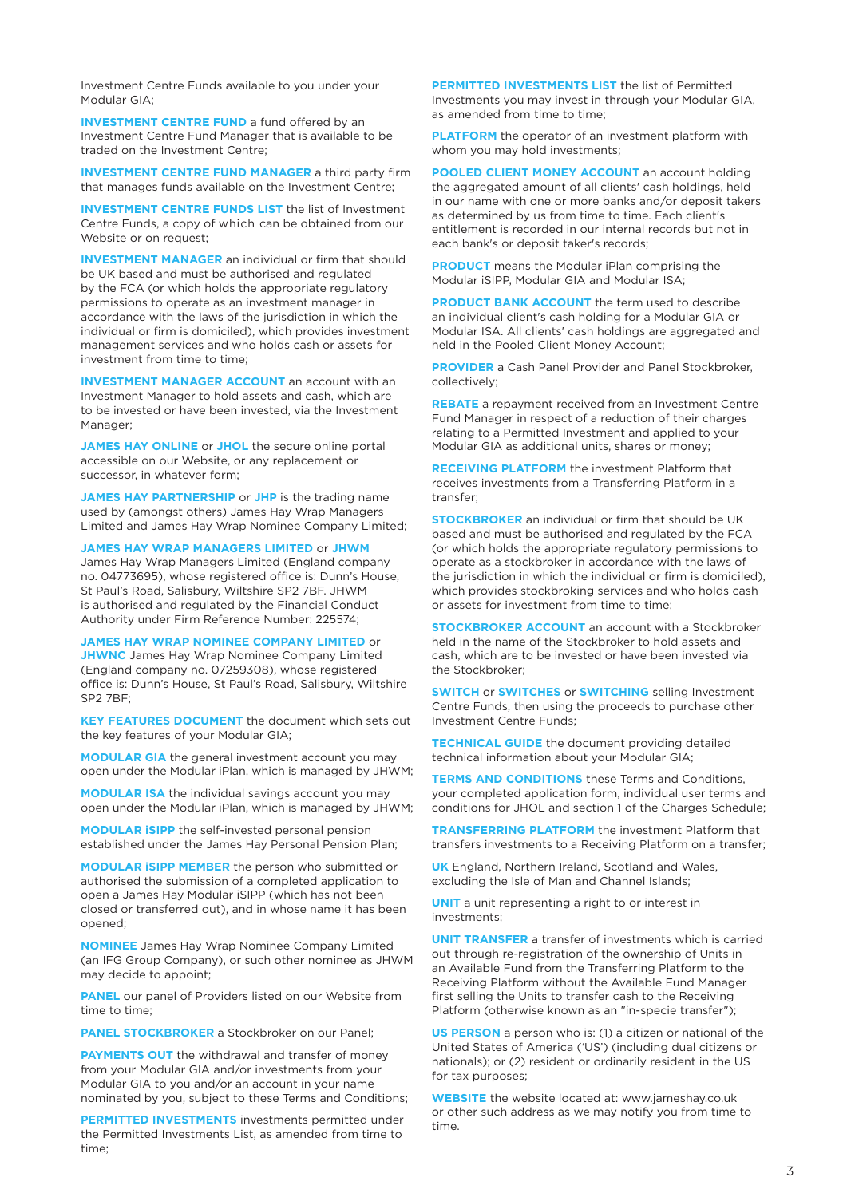Investment Centre Funds available to you under your Modular GIA;

**INVESTMENT CENTRE FUND** a fund offered by an Investment Centre Fund Manager that is available to be traded on the Investment Centre;

**INVESTMENT CENTRE FUND MANAGER** a third party firm that manages funds available on the Investment Centre;

**INVESTMENT CENTRE FUNDS LIST** the list of Investment Centre Funds, a copy of which can be obtained from our Website or on request;

**INVESTMENT MANAGER** an individual or firm that should be UK based and must be authorised and regulated by the FCA (or which holds the appropriate regulatory permissions to operate as an investment manager in accordance with the laws of the jurisdiction in which the individual or firm is domiciled), which provides investment management services and who holds cash or assets for investment from time to time;

**INVESTMENT MANAGER ACCOUNT** an account with an Investment Manager to hold assets and cash, which are to be invested or have been invested, via the Investment Manager;

**JAMES HAY ONLINE** or **JHOL** the secure online portal accessible on our Website, or any replacement or successor, in whatever form;

**JAMES HAY PARTNERSHIP** or **JHP** is the trading name used by (amongst others) James Hay Wrap Managers Limited and James Hay Wrap Nominee Company Limited;

**JAMES HAY WRAP MANAGERS LIMITED** or **JHWM** James Hay Wrap Managers Limited (England company no. 04773695), whose registered office is: Dunn's House, St Paul's Road, Salisbury, Wiltshire SP2 7BF. JHWM is authorised and regulated by the Financial Conduct Authority under Firm Reference Number: 225574;

**JAMES HAY WRAP NOMINEE COMPANY LIMITED** or **JHWNC** James Hay Wrap Nominee Company Limited (England company no. 07259308), whose registered office is: Dunn's House, St Paul's Road, Salisbury, Wiltshire SP2 7BF;

**KEY FEATURES DOCUMENT** the document which sets out the key features of your Modular GIA;

**MODULAR GIA** the general investment account you may open under the Modular iPlan, which is managed by JHWM;

**MODULAR ISA** the individual savings account you may open under the Modular iPlan, which is managed by JHWM;

**MODULAR iSIPP** the self-invested personal pension established under the James Hay Personal Pension Plan;

**MODULAR iSIPP MEMBER** the person who submitted or authorised the submission of a completed application to open a James Hay Modular iSIPP (which has not been closed or transferred out), and in whose name it has been opened;

**NOMINEE** James Hay Wrap Nominee Company Limited (an IFG Group Company), or such other nominee as JHWM may decide to appoint;

**PANEL** our panel of Providers listed on our Website from time to time;

**PANEL STOCKBROKER** a Stockbroker on our Panel;

**PAYMENTS OUT** the withdrawal and transfer of money from your Modular GIA and/or investments from your Modular GIA to you and/or an account in your name nominated by you, subject to these Terms and Conditions;

**PERMITTED INVESTMENTS** investments permitted under the Permitted Investments List, as amended from time to time;

**PERMITTED INVESTMENTS LIST** the list of Permitted Investments you may invest in through your Modular GIA, as amended from time to time;

**PLATFORM** the operator of an investment platform with whom you may hold investments;

**POOLED CLIENT MONEY ACCOUNT** an account holding the aggregated amount of all clients' cash holdings, held in our name with one or more banks and/or deposit takers as determined by us from time to time. Each client's entitlement is recorded in our internal records but not in each bank's or deposit taker's records;

**PRODUCT** means the Modular iPlan comprising the Modular iSIPP, Modular GIA and Modular ISA;

**PRODUCT BANK ACCOUNT** the term used to describe an individual client's cash holding for a Modular GIA or Modular ISA. All clients' cash holdings are aggregated and held in the Pooled Client Money Account;

**PROVIDER** a Cash Panel Provider and Panel Stockbroker, collectively;

**REBATE** a repayment received from an Investment Centre Fund Manager in respect of a reduction of their charges relating to a Permitted Investment and applied to your Modular GIA as additional units, shares or money;

**RECEIVING PLATFORM** the investment Platform that receives investments from a Transferring Platform in a transfer;

**STOCKBROKER** an individual or firm that should be UK based and must be authorised and regulated by the FCA (or which holds the appropriate regulatory permissions to operate as a stockbroker in accordance with the laws of the jurisdiction in which the individual or firm is domiciled), which provides stockbroking services and who holds cash or assets for investment from time to time;

**STOCKBROKER ACCOUNT** an account with a Stockbroker held in the name of the Stockbroker to hold assets and cash, which are to be invested or have been invested via the Stockbroker;

**SWITCH** or **SWITCHES** or **SWITCHING** selling Investment Centre Funds, then using the proceeds to purchase other Investment Centre Funds;

**TECHNICAL GUIDE** the document providing detailed technical information about your Modular GIA;

**TERMS AND CONDITIONS** these Terms and Conditions, your completed application form, individual user terms and conditions for JHOL and section 1 of the Charges Schedule;

**TRANSFERRING PLATFORM** the investment Platform that transfers investments to a Receiving Platform on a transfer;

**UK** England, Northern Ireland, Scotland and Wales, excluding the Isle of Man and Channel Islands;

**UNIT** a unit representing a right to or interest in investments;

**UNIT TRANSFER** a transfer of investments which is carried out through re-registration of the ownership of Units in an Available Fund from the Transferring Platform to the Receiving Platform without the Available Fund Manager first selling the Units to transfer cash to the Receiving Platform (otherwise known as an "in-specie transfer");

**US PERSON** a person who is: (1) a citizen or national of the United States of America ('US') (including dual citizens or nationals); or (2) resident or ordinarily resident in the US for tax purposes;

**WEBSITE** the website located at: www.jameshay.co.uk or other such address as we may notify you from time to time.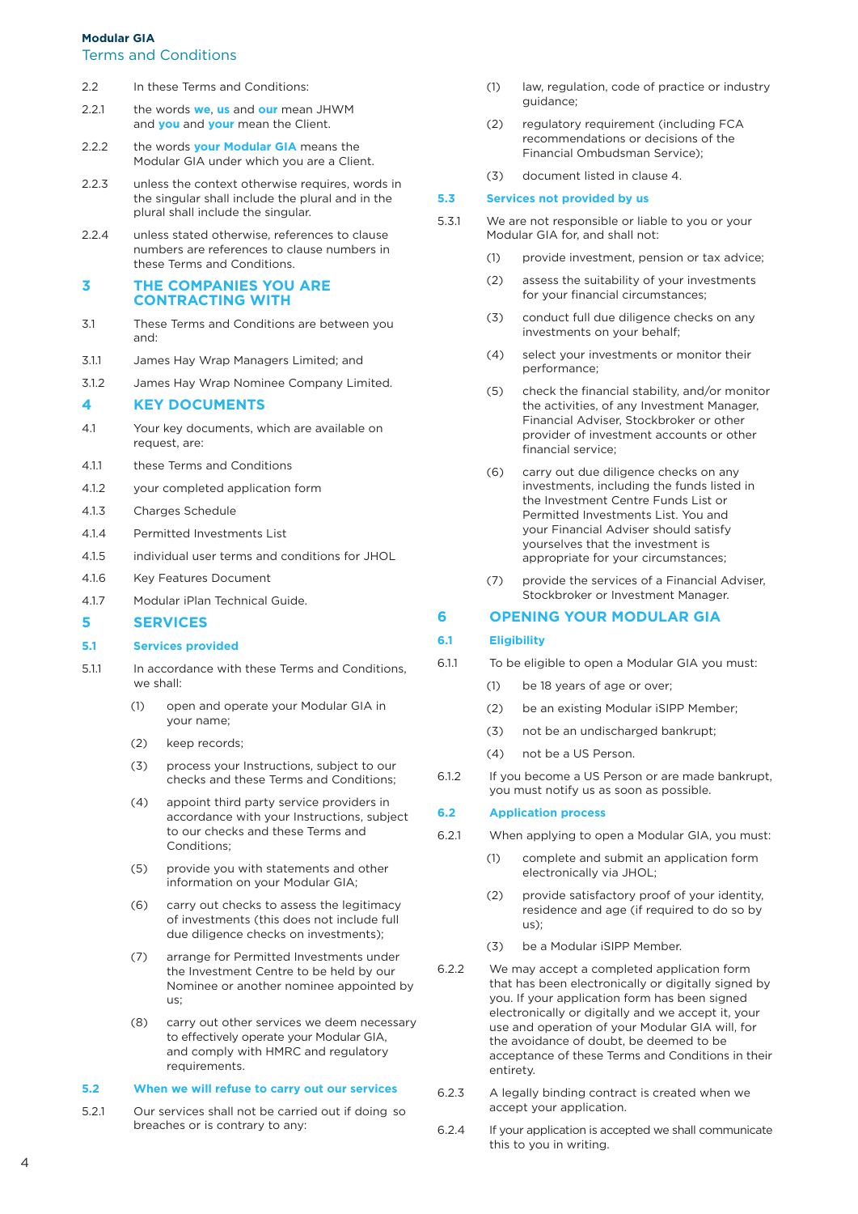2.2 In these Terms and Conditions:

2.2.1 the words **we**, **us** and **our** mean JHWM and **you** and **your** mean the Client.

2.2.2 the words **your Modular GIA** means the Modular GIA under which you are a Client.

2.2.3 unless the context otherwise requires, words in the singular shall include the plural and in the plural shall include the singular.

2.2.4 unless stated otherwise, references to clause numbers are references to clause numbers in these Terms and Conditions.

## 3 THE COMPANIES YOU ARE CONTRACTING WITH

3.1 These Terms and Conditions are between you and:

3.1.1 James Hay Wrap Managers Limited; and

3.1.2 James Hay Wrap Nominee Company Limited.

## 4 KEY DOCUMENTS

4.1 Your key documents, which are available on request, are:

4.1.1 these Terms and Conditions

4.1.2 your completed application form

4.1.3 Charges Schedule

4.1.4 Permitted Investments List

4.1.5 individual user terms and conditions for JHOL

4.1.6 Key Features Document

4.1.7 Modular iPlan Technical Guide.

## 5 SERVICES

### 5.1 Services provided

5.1.1 In accordance with these Terms and Conditions, we shall:

(1) open and operate your Modular GIA in your name;

(2) keep records;

(3) process your Instructions, subject to our checks and these Terms and Conditions;

(4) appoint third party service providers in accordance with your Instructions, subject to our checks and these Terms and Conditions;

(5) provide you with statements and other information on your Modular GIA;

(6) carry out checks to assess the legitimacy of investments (this does not include full due diligence checks on investments);

(7) arrange for Permitted Investments under the Investment Centre to be held by our Nominee or another nominee appointed by us;

(8) carry out other services we deem necessary to effectively operate your Modular GIA, and comply with HMRC and regulatory requirements.

### 5.2 When we will refuse to carry out our services

5.2.1 Our services shall not be carried out if doing so breaches or is contrary to any:

(1) law, regulation, code of practice or industry guidance;

(2) regulatory requirement (including FCA recommendations or decisions of the Financial Ombudsman Service);

(3) document listed in clause 4.

### 5.3 Services not provided by us

5.3.1 We are not responsible or liable to you or your Modular GIA for, and shall not:

(1) provide investment, pension or tax advice;

(2) assess the suitability of your investments for your financial circumstances;

(3) conduct full due diligence checks on any investments on your behalf;

(4) select your investments or monitor their performance;

(5) check the financial stability, and/or monitor the activities, of any Investment Manager, Financial Adviser, Stockbroker or other provider of investment accounts or other financial service;

(6) carry out due diligence checks on any investments, including the funds listed in the Investment Centre Funds List or Permitted Investments List. You and your Financial Adviser should satisfy yourselves that the investment is appropriate for your circumstances;

(7) provide the services of a Financial Adviser, Stockbroker or Investment Manager.

## 6 OPENING YOUR MODULAR GIA

### 6.1 Eligibility

6.1.1 To be eligible to open a Modular GIA you must:

(1) be 18 years of age or over;

(2) be an existing Modular iSIPP Member;

(3) not be an undischarged bankrupt;

(4) not be a US Person.

6.1.2 If you become a US Person or are made bankrupt, you must notify us as soon as possible.

### 6.2 Application process

6.2.1 When applying to open a Modular GIA, you must:

(1) complete and submit an application form electronically via JHOL;

(2) provide satisfactory proof of your identity, residence and age (if required to do so by us);

(3) be a Modular iSIPP Member.

6.2.2 We may accept a completed application form that has been electronically or digitally signed by you. If your application form has been signed electronically or digitally and we accept it, your use and operation of your Modular GIA will, for the avoidance of doubt, be deemed to be acceptance of these Terms and Conditions in their entirety.

6.2.3 A legally binding contract is created when we accept your application.

6.2.4 If your application is accepted we shall communicate this to you in writing.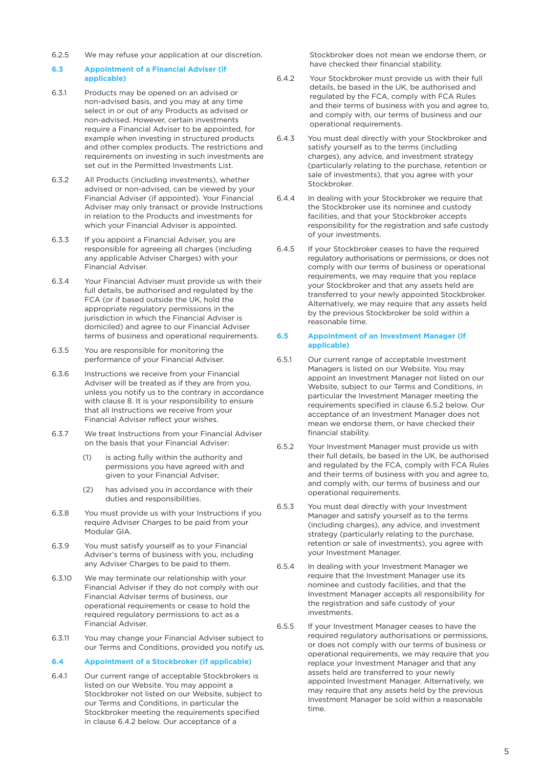6.2.5 We may refuse your application at our discretion.

### 6.3 Appointment of a Financial Adviser (if applicable)

6.3.1 Products may be opened on an advised or non-advised basis, and you may at any time select in or out of any Products as advised or non-advised. However, certain investments require a Financial Adviser to be appointed, for example when investing in structured products and other complex products. The restrictions and requirements on investing in such investments are set out in the Permitted Investments List.

6.3.2 All Products (including investments), whether advised or non-advised, can be viewed by your Financial Adviser (if appointed). Your Financial Adviser may only transact or provide Instructions in relation to the Products and investments for which your Financial Adviser is appointed.

6.3.3 If you appoint a Financial Adviser, you are responsible for agreeing all charges (including any applicable Adviser Charges) with your Financial Adviser.

6.3.4 Your Financial Adviser must provide us with their full details, be authorised and regulated by the FCA (or if based outside the UK, hold the appropriate regulatory permissions in the jurisdiction in which the Financial Adviser is domiciled) and agree to our Financial Adviser terms of business and operational requirements.

6.3.5 You are responsible for monitoring the performance of your Financial Adviser.

6.3.6 Instructions we receive from your Financial Adviser will be treated as if they are from you, unless you notify us to the contrary in accordance with clause 8. It is your responsibility to ensure that all Instructions we receive from your Financial Adviser reflect your wishes.

6.3.7 We treat Instructions from your Financial Adviser on the basis that your Financial Adviser:

(1) is acting fully within the authority and permissions you have agreed with and given to your Financial Adviser;

(2) has advised you in accordance with their duties and responsibilities.

6.3.8 You must provide us with your Instructions if you require Adviser Charges to be paid from your Modular GIA.

6.3.9 You must satisfy yourself as to your Financial Adviser's terms of business with you, including any Adviser Charges to be paid to them.

6.3.10 We may terminate our relationship with your Financial Adviser if they do not comply with our Financial Adviser terms of business, our operational requirements or cease to hold the required regulatory permissions to act as a Financial Adviser.

6.3.11 You may change your Financial Adviser subject to our Terms and Conditions, provided you notify us.

### 6.4 Appointment of a Stockbroker (if applicable)

6.4.1 Our current range of acceptable Stockbrokers is listed on our Website. You may appoint a Stockbroker not listed on our Website, subject to our Terms and Conditions, in particular the Stockbroker meeting the requirements specified in clause 6.4.2 below. Our acceptance of a Stockbroker does not mean we endorse them, or have checked their financial stability.

6.4.2 Your Stockbroker must provide us with their full details, be based in the UK, be authorised and regulated by the FCA, comply with FCA Rules and their terms of business with you and agree to, and comply with, our terms of business and our operational requirements.

6.4.3 You must deal directly with your Stockbroker and satisfy yourself as to the terms (including charges), any advice, and investment strategy (particularly relating to the purchase, retention or sale of investments), that you agree with your Stockbroker.

6.4.4 In dealing with your Stockbroker we require that the Stockbroker use its nominee and custody facilities, and that your Stockbroker accepts responsibility for the registration and safe custody of your investments.

6.4.5 If your Stockbroker ceases to have the required regulatory authorisations or permissions, or does not comply with our terms of business or operational requirements, we may require that you replace your Stockbroker and that any assets held are transferred to your newly appointed Stockbroker. Alternatively, we may require that any assets held by the previous Stockbroker be sold within a reasonable time.

### 6.5 Appointment of an Investment Manager (if applicable)

6.5.1 Our current range of acceptable Investment Managers is listed on our Website. You may appoint an Investment Manager not listed on our Website, subject to our Terms and Conditions, in particular the Investment Manager meeting the requirements specified in clause 6.5.2 below. Our acceptance of an Investment Manager does not mean we endorse them, or have checked their financial stability.

6.5.2 Your Investment Manager must provide us with their full details, be based in the UK, be authorised and regulated by the FCA, comply with FCA Rules and their terms of business with you and agree to, and comply with, our terms of business and our operational requirements.

6.5.3 You must deal directly with your Investment Manager and satisfy yourself as to the terms (including charges), any advice, and investment strategy (particularly relating to the purchase, retention or sale of investments), you agree with your Investment Manager.

6.5.4 In dealing with your Investment Manager we require that the Investment Manager use its nominee and custody facilities, and that the Investment Manager accepts all responsibility for the registration and safe custody of your investments.

6.5.5 If your Investment Manager ceases to have the required regulatory authorisations or permissions, or does not comply with our terms of business or operational requirements, we may require that you replace your Investment Manager and that any assets held are transferred to your newly appointed Investment Manager. Alternatively, we may require that any assets held by the previous Investment Manager be sold within a reasonable time.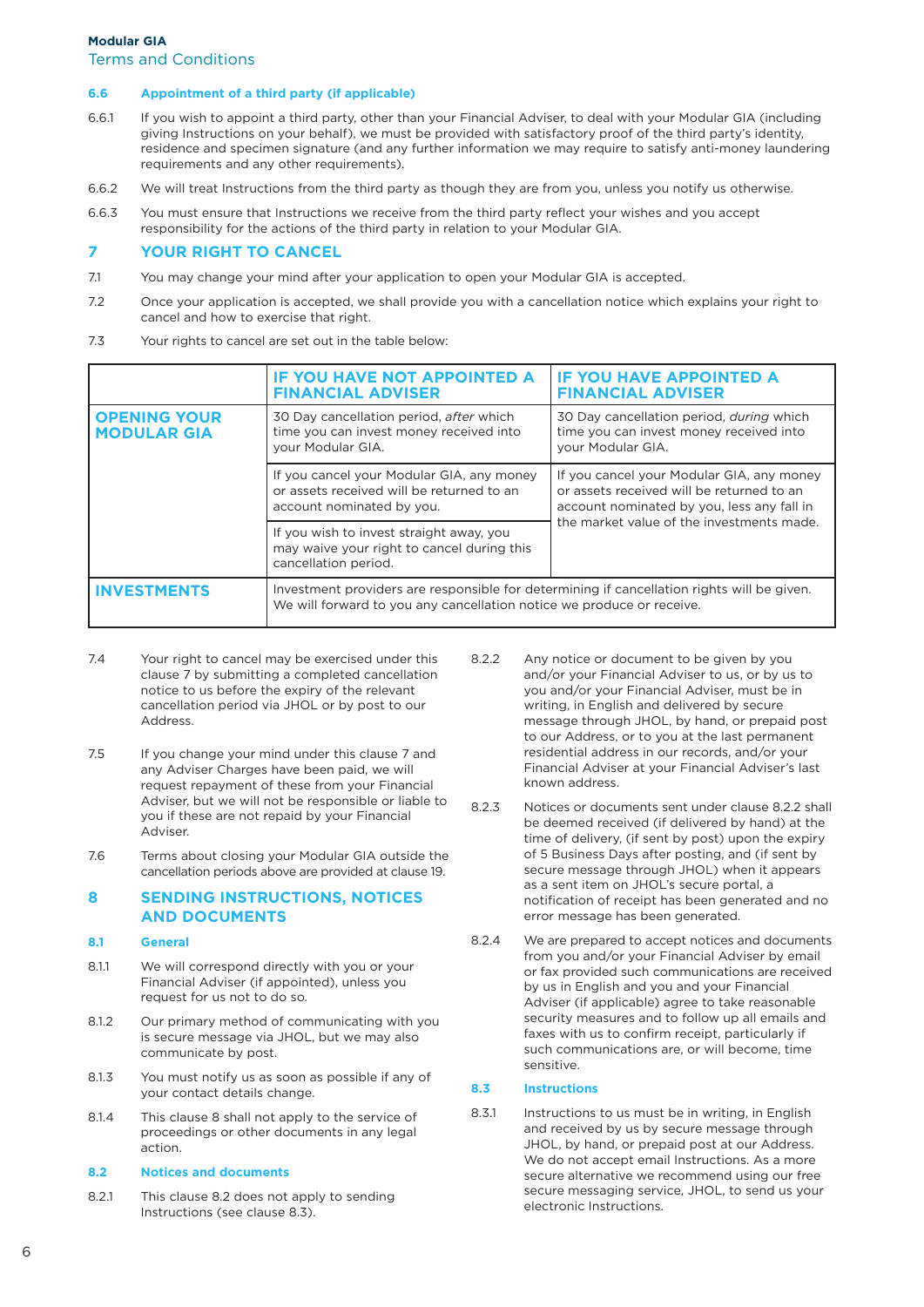### 6.6 Appointment of a third party (if applicable)

6.6.1 If you wish to appoint a third party, other than your Financial Adviser, to deal with your Modular GIA (including giving Instructions on your behalf), we must be provided with satisfactory proof of the third party's identity, residence and specimen signature (and any further information we may require to satisfy anti-money laundering requirements and any other requirements).

6.6.2 We will treat Instructions from the third party as though they are from you, unless you notify us otherwise.

6.6.3 You must ensure that Instructions we receive from the third party reflect your wishes and you accept responsibility for the actions of the third party in relation to your Modular GIA.

## 7 YOUR RIGHT TO CANCEL

7.1 You may change your mind after your application to open your Modular GIA is accepted.

7.2 Once your application is accepted, we shall provide you with a cancellation notice which explains your right to cancel and how to exercise that right.

7.3 Your rights to cancel are set out in the table below:

| | IF YOU HAVE NOT APPOINTED A FINANCIAL ADVISER | IF YOU HAVE APPOINTED A FINANCIAL ADVISER |
|---|---|---|
| **OPENING YOUR MODULAR GIA** | 30 Day cancellation period, *after* which time you can invest money received into your Modular GIA. | 30 Day cancellation period, *during* which time you can invest money received into your Modular GIA. |
| | If you cancel your Modular GIA, any money or assets received will be returned to an account nominated by you. | If you cancel your Modular GIA, any money or assets received will be returned to an account nominated by you, less any fall in the market value of the investments made. |
| | If you wish to invest straight away, you may waive your right to cancel during this cancellation period. | |
| **INVESTMENTS** | Investment providers are responsible for determining if cancellation rights will be given. We will forward to you any cancellation notice we produce or receive. | |

7.4 Your right to cancel may be exercised under this clause 7 by submitting a completed cancellation notice to us before the expiry of the relevant cancellation period via JHOL or by post to our Address.

7.5 If you change your mind under this clause 7 and any Adviser Charges have been paid, we will request repayment of these from your Financial Adviser, but we will not be responsible or liable to you if these are not repaid by your Financial Adviser.

7.6 Terms about closing your Modular GIA outside the cancellation periods above are provided at clause 19.

## 8 SENDING INSTRUCTIONS, NOTICES AND DOCUMENTS

### 8.1 General

8.1.1 We will correspond directly with you or your Financial Adviser (if appointed), unless you request for us not to do so.

8.1.2 Our primary method of communicating with you is secure message via JHOL, but we may also communicate by post.

8.1.3 You must notify us as soon as possible if any of your contact details change.

8.1.4 This clause 8 shall not apply to the service of proceedings or other documents in any legal action.

### 8.2 Notices and documents

8.2.1 This clause 8.2 does not apply to sending Instructions (see clause 8.3).

8.2.2 Any notice or document to be given by you and/or your Financial Adviser to us, or by us to you and/or your Financial Adviser, must be in writing, in English and delivered by secure message through JHOL, by hand, or prepaid post to our Address, or to you at the last permanent residential address in our records, and/or your Financial Adviser at your Financial Adviser's last known address.

8.2.3 Notices or documents sent under clause 8.2.2 shall be deemed received (if delivered by hand) at the time of delivery, (if sent by post) upon the expiry of 5 Business Days after posting, and (if sent by secure message through JHOL) when it appears as a sent item on JHOL's secure portal, a notification of receipt has been generated and no error message has been generated.

8.2.4 We are prepared to accept notices and documents from you and/or your Financial Adviser by email or fax provided such communications are received by us in English and you and your Financial Adviser (if applicable) agree to take reasonable security measures and to follow up all emails and faxes with us to confirm receipt, particularly if such communications are, or will become, time sensitive.

### 8.3 Instructions

8.3.1 Instructions to us must be in writing, in English and received by us by secure message through JHOL, by hand, or prepaid post at our Address. We do not accept email Instructions. As a more secure alternative we recommend using our free secure messaging service, JHOL, to send us your electronic Instructions.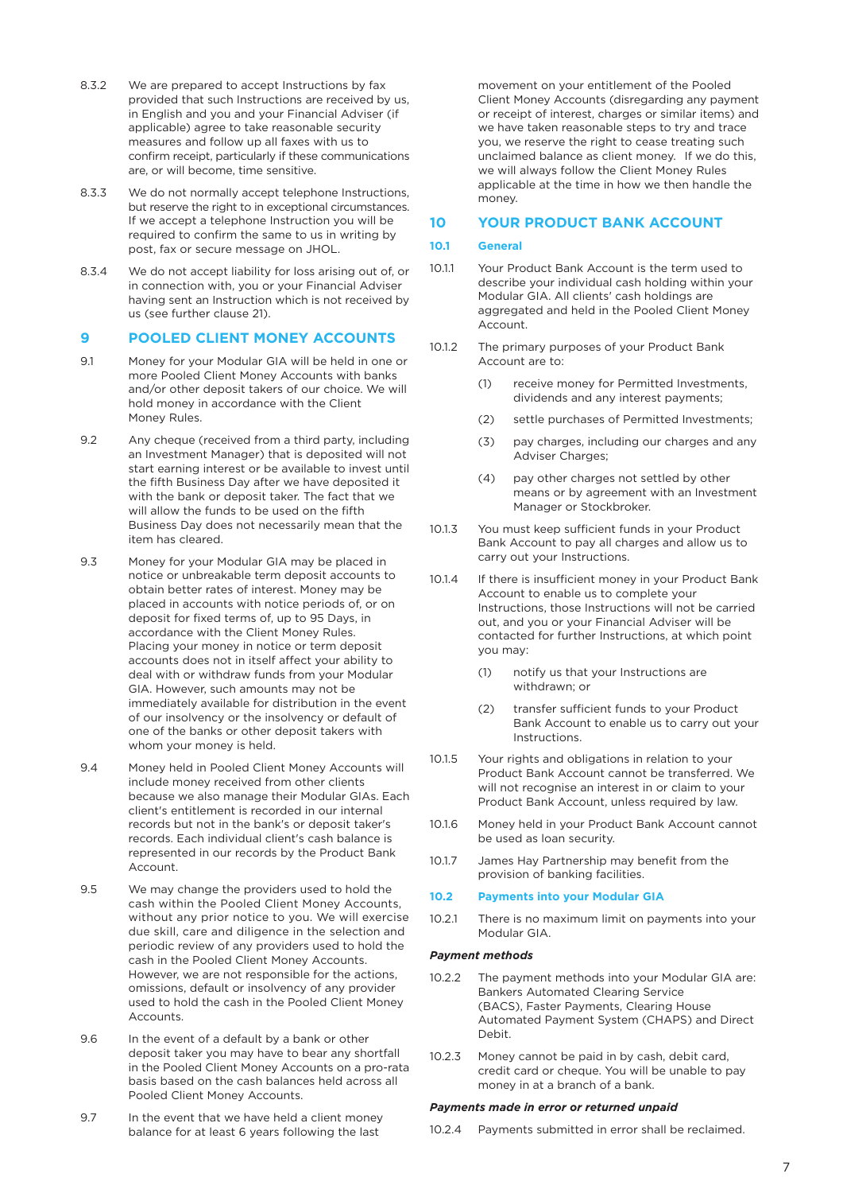8.3.2 We are prepared to accept Instructions by fax provided that such Instructions are received by us, in English and you and your Financial Adviser (if applicable) agree to take reasonable security measures and follow up all faxes with us to confirm receipt, particularly if these communications are, or will become, time sensitive.

8.3.3 We do not normally accept telephone Instructions, but reserve the right to in exceptional circumstances. If we accept a telephone Instruction you will be required to confirm the same to us in writing by post, fax or secure message on JHOL.

8.3.4 We do not accept liability for loss arising out of, or in connection with, you or your Financial Adviser having sent an Instruction which is not received by us (see further clause 21).

## 9 POOLED CLIENT MONEY ACCOUNTS

9.1 Money for your Modular GIA will be held in one or more Pooled Client Money Accounts with banks and/or other deposit takers of our choice. We will hold money in accordance with the Client Money Rules.

9.2 Any cheque (received from a third party, including an Investment Manager) that is deposited will not start earning interest or be available to invest until the fifth Business Day after we have deposited it with the bank or deposit taker. The fact that we will allow the funds to be used on the fifth Business Day does not necessarily mean that the item has cleared.

9.3 Money for your Modular GIA may be placed in notice or unbreakable term deposit accounts to obtain better rates of interest. Money may be placed in accounts with notice periods of, or on deposit for fixed terms of, up to 95 Days, in accordance with the Client Money Rules. Placing your money in notice or term deposit accounts does not in itself affect your ability to deal with or withdraw funds from your Modular GIA. However, such amounts may not be immediately available for distribution in the event of our insolvency or the insolvency or default of one of the banks or other deposit takers with whom your money is held.

9.4 Money held in Pooled Client Money Accounts will include money received from other clients because we also manage their Modular GIAs. Each client's entitlement is recorded in our internal records but not in the bank's or deposit taker's records. Each individual client's cash balance is represented in our records by the Product Bank Account.

9.5 We may change the providers used to hold the cash within the Pooled Client Money Accounts, without any prior notice to you. We will exercise due skill, care and diligence in the selection and periodic review of any providers used to hold the cash in the Pooled Client Money Accounts. However, we are not responsible for the actions, omissions, default or insolvency of any provider used to hold the cash in the Pooled Client Money Accounts.

9.6 In the event of a default by a bank or other deposit taker you may have to bear any shortfall in the Pooled Client Money Accounts on a pro-rata basis based on the cash balances held across all Pooled Client Money Accounts.

9.7 In the event that we have held a client money balance for at least 6 years following the last movement on your entitlement of the Pooled Client Money Accounts (disregarding any payment or receipt of interest, charges or similar items) and we have taken reasonable steps to try and trace you, we reserve the right to cease treating such unclaimed balance as client money. If we do this, we will always follow the Client Money Rules applicable at the time in how we then handle the money.

## 10 YOUR PRODUCT BANK ACCOUNT

### 10.1 General

10.1.1 Your Product Bank Account is the term used to describe your individual cash holding within your Modular GIA. All clients' cash holdings are aggregated and held in the Pooled Client Money Account.

10.1.2 The primary purposes of your Product Bank Account are to:

(1) receive money for Permitted Investments, dividends and any interest payments;

(2) settle purchases of Permitted Investments;

(3) pay charges, including our charges and any Adviser Charges;

(4) pay other charges not settled by other means or by agreement with an Investment Manager or Stockbroker.

10.1.3 You must keep sufficient funds in your Product Bank Account to pay all charges and allow us to carry out your Instructions.

10.1.4 If there is insufficient money in your Product Bank Account to enable us to complete your Instructions, those Instructions will not be carried out, and you or your Financial Adviser will be contacted for further Instructions, at which point you may:

(1) notify us that your Instructions are withdrawn; or

(2) transfer sufficient funds to your Product Bank Account to enable us to carry out your Instructions.

10.1.5 Your rights and obligations in relation to your Product Bank Account cannot be transferred. We will not recognise an interest in or claim to your Product Bank Account, unless required by law.

10.1.6 Money held in your Product Bank Account cannot be used as loan security.

10.1.7 James Hay Partnership may benefit from the provision of banking facilities.

### 10.2 Payments into your Modular GIA

10.2.1 There is no maximum limit on payments into your Modular GIA.

***Payment methods***

10.2.2 The payment methods into your Modular GIA are: Bankers Automated Clearing Service (BACS), Faster Payments, Clearing House Automated Payment System (CHAPS) and Direct Debit.

10.2.3 Money cannot be paid in by cash, debit card, credit card or cheque. You will be unable to pay money in at a branch of a bank.

***Payments made in error or returned unpaid***

10.2.4 Payments submitted in error shall be reclaimed.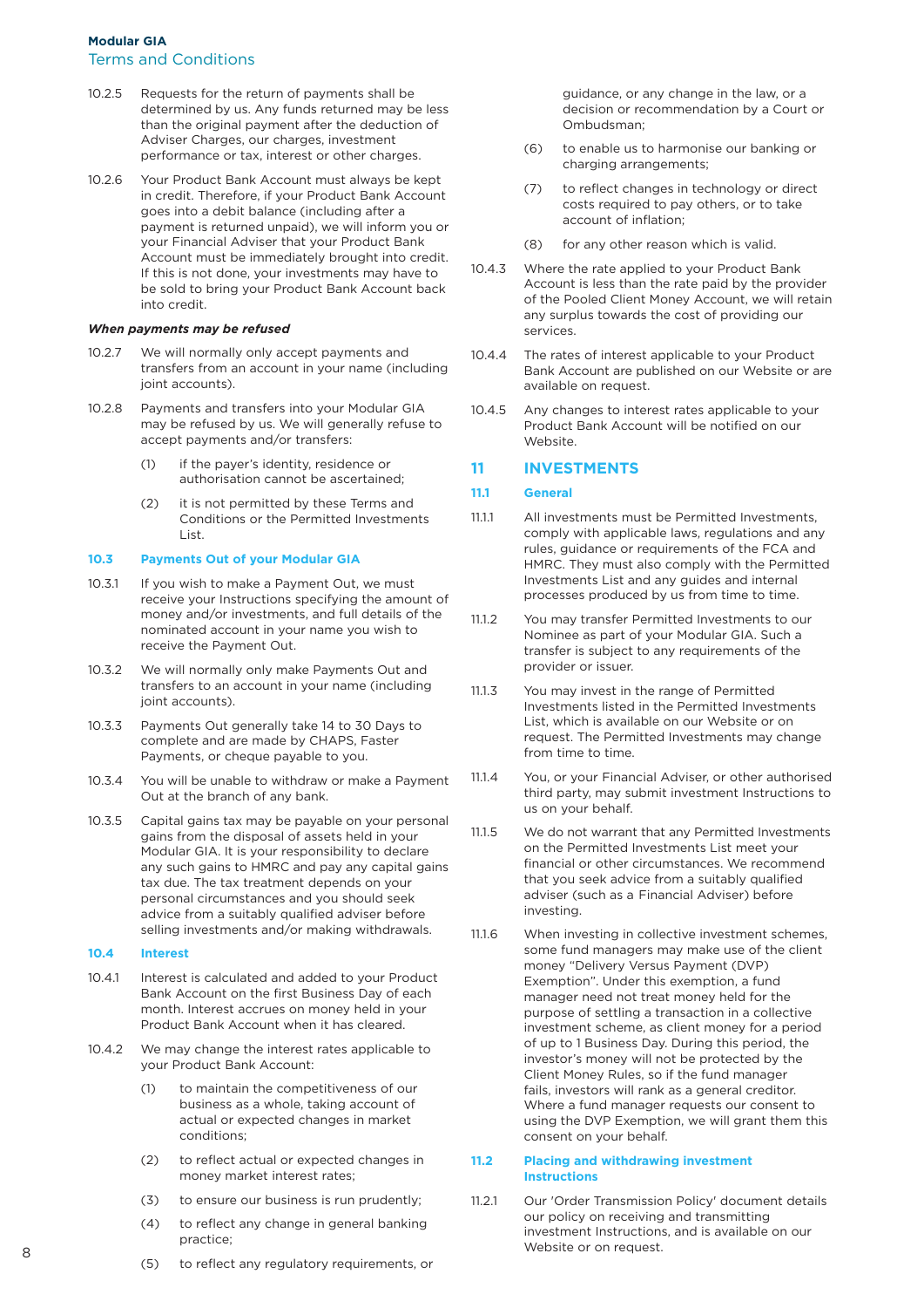10.2.5 Requests for the return of payments shall be determined by us. Any funds returned may be less than the original payment after the deduction of Adviser Charges, our charges, investment performance or tax, interest or other charges.

10.2.6 Your Product Bank Account must always be kept in credit. Therefore, if your Product Bank Account goes into a debit balance (including after a payment is returned unpaid), we will inform you or your Financial Adviser that your Product Bank Account must be immediately brought into credit. If this is not done, your investments may have to be sold to bring your Product Bank Account back into credit.

***When payments may be refused***

10.2.7 We will normally only accept payments and transfers from an account in your name (including joint accounts).

10.2.8 Payments and transfers into your Modular GIA may be refused by us. We will generally refuse to accept payments and/or transfers:

(1) if the payer's identity, residence or authorisation cannot be ascertained;

(2) it is not permitted by these Terms and Conditions or the Permitted Investments List.

### 10.3 Payments Out of your Modular GIA

10.3.1 If you wish to make a Payment Out, we must receive your Instructions specifying the amount of money and/or investments, and full details of the nominated account in your name you wish to receive the Payment Out.

10.3.2 We will normally only make Payments Out and transfers to an account in your name (including joint accounts).

10.3.3 Payments Out generally take 14 to 30 Days to complete and are made by CHAPS, Faster Payments, or cheque payable to you.

10.3.4 You will be unable to withdraw or make a Payment Out at the branch of any bank.

10.3.5 Capital gains tax may be payable on your personal gains from the disposal of assets held in your Modular GIA. It is your responsibility to declare any such gains to HMRC and pay any capital gains tax due. The tax treatment depends on your personal circumstances and you should seek advice from a suitably qualified adviser before selling investments and/or making withdrawals.

### 10.4 Interest

10.4.1 Interest is calculated and added to your Product Bank Account on the first Business Day of each month. Interest accrues on money held in your Product Bank Account when it has cleared.

10.4.2 We may change the interest rates applicable to your Product Bank Account:

(1) to maintain the competitiveness of our business as a whole, taking account of actual or expected changes in market conditions;

(2) to reflect actual or expected changes in money market interest rates;

(3) to ensure our business is run prudently;

(4) to reflect any change in general banking practice;

(5) to reflect any regulatory requirements, or guidance, or any change in the law, or a decision or recommendation by a Court or Ombudsman;

(6) to enable us to harmonise our banking or charging arrangements;

(7) to reflect changes in technology or direct costs required to pay others, or to take account of inflation;

(8) for any other reason which is valid.

10.4.3 Where the rate applied to your Product Bank Account is less than the rate paid by the provider of the Pooled Client Money Account, we will retain any surplus towards the cost of providing our services.

10.4.4 The rates of interest applicable to your Product Bank Account are published on our Website or are available on request.

10.4.5 Any changes to interest rates applicable to your Product Bank Account will be notified on our Website.

## 11 INVESTMENTS

### 11.1 General

11.1.1 All investments must be Permitted Investments, comply with applicable laws, regulations and any rules, guidance or requirements of the FCA and HMRC. They must also comply with the Permitted Investments List and any guides and internal processes produced by us from time to time.

11.1.2 You may transfer Permitted Investments to our Nominee as part of your Modular GIA. Such a transfer is subject to any requirements of the provider or issuer.

11.1.3 You may invest in the range of Permitted Investments listed in the Permitted Investments List, which is available on our Website or on request. The Permitted Investments may change from time to time.

11.1.4 You, or your Financial Adviser, or other authorised third party, may submit investment Instructions to us on your behalf.

11.1.5 We do not warrant that any Permitted Investments on the Permitted Investments List meet your financial or other circumstances. We recommend that you seek advice from a suitably qualified adviser (such as a Financial Adviser) before investing.

11.1.6 When investing in collective investment schemes, some fund managers may make use of the client money "Delivery Versus Payment (DVP) Exemption". Under this exemption, a fund manager need not treat money held for the purpose of settling a transaction in a collective investment scheme, as client money for a period of up to 1 Business Day. During this period, the investor's money will not be protected by the Client Money Rules, so if the fund manager fails, investors will rank as a general creditor. Where a fund manager requests our consent to using the DVP Exemption, we will grant them this consent on your behalf.

### 11.2 Placing and withdrawing investment Instructions

11.2.1 Our 'Order Transmission Policy' document details our policy on receiving and transmitting investment Instructions, and is available on our Website or on request.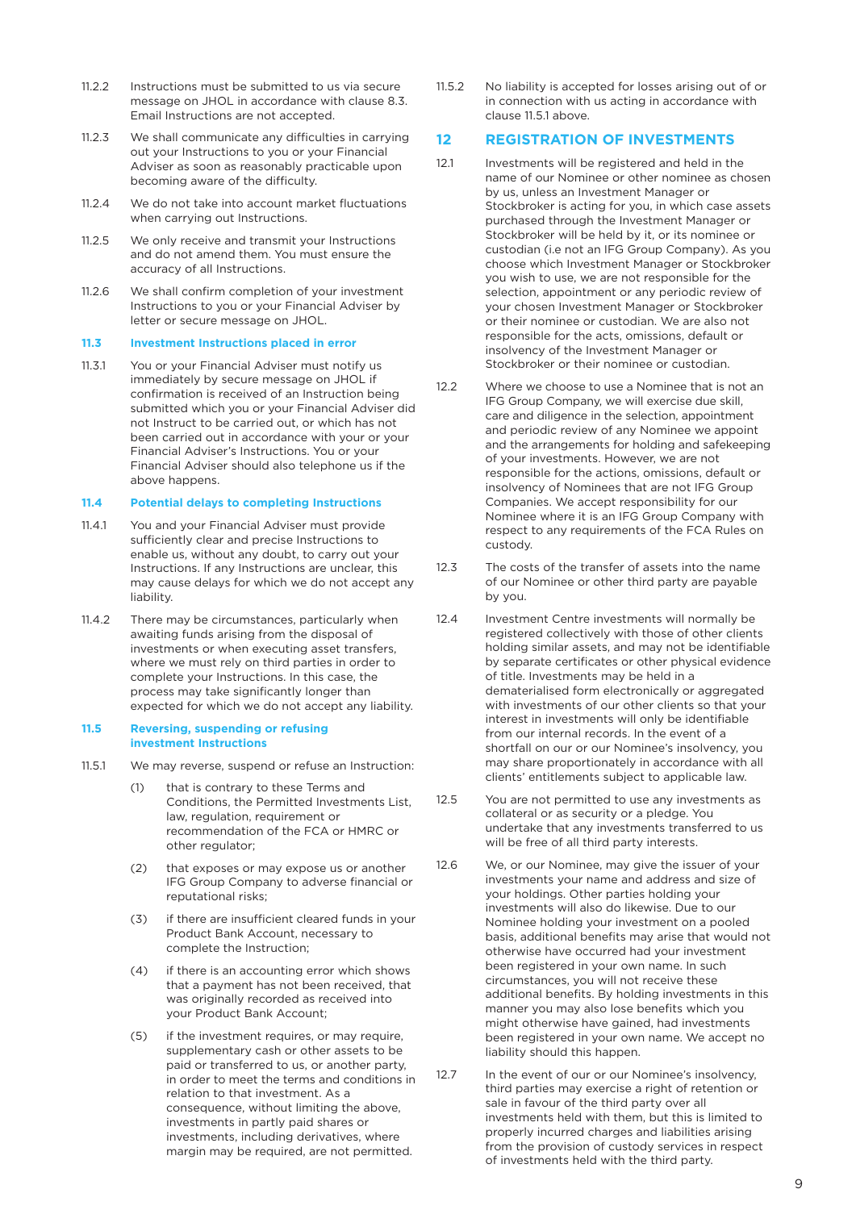11.2.2 Instructions must be submitted to us via secure message on JHOL in accordance with clause 8.3. Email Instructions are not accepted.

11.2.3 We shall communicate any difficulties in carrying out your Instructions to you or your Financial Adviser as soon as reasonably practicable upon becoming aware of the difficulty.

11.2.4 We do not take into account market fluctuations when carrying out Instructions.

11.2.5 We only receive and transmit your Instructions and do not amend them. You must ensure the accuracy of all Instructions.

11.2.6 We shall confirm completion of your investment Instructions to you or your Financial Adviser by letter or secure message on JHOL.

### 11.3 Investment Instructions placed in error

11.3.1 You or your Financial Adviser must notify us immediately by secure message on JHOL if confirmation is received of an Instruction being submitted which you or your Financial Adviser did not Instruct to be carried out, or which has not been carried out in accordance with your or your Financial Adviser's Instructions. You or your Financial Adviser should also telephone us if the above happens.

### 11.4 Potential delays to completing Instructions

11.4.1 You and your Financial Adviser must provide sufficiently clear and precise Instructions to enable us, without any doubt, to carry out your Instructions. If any Instructions are unclear, this may cause delays for which we do not accept any liability.

11.4.2 There may be circumstances, particularly when awaiting funds arising from the disposal of investments or when executing asset transfers, where we must rely on third parties in order to complete your Instructions. In this case, the process may take significantly longer than expected for which we do not accept any liability.

### 11.5 Reversing, suspending or refusing investment Instructions

11.5.1 We may reverse, suspend or refuse an Instruction:

(1) that is contrary to these Terms and Conditions, the Permitted Investments List, law, regulation, requirement or recommendation of the FCA or HMRC or other regulator;

(2) that exposes or may expose us or another IFG Group Company to adverse financial or reputational risks;

(3) if there are insufficient cleared funds in your Product Bank Account, necessary to complete the Instruction;

(4) if there is an accounting error which shows that a payment has not been received, that was originally recorded as received into your Product Bank Account;

(5) if the investment requires, or may require, supplementary cash or other assets to be paid or transferred to us, or another party, in order to meet the terms and conditions in relation to that investment. As a consequence, without limiting the above, investments in partly paid shares or investments, including derivatives, where margin may be required, are not permitted.

11.5.2 No liability is accepted for losses arising out of or in connection with us acting in accordance with clause 11.5.1 above.

## 12 REGISTRATION OF INVESTMENTS

12.1 Investments will be registered and held in the name of our Nominee or other nominee as chosen by us, unless an Investment Manager or Stockbroker is acting for you, in which case assets purchased through the Investment Manager or Stockbroker will be held by it, or its nominee or custodian (i.e not an IFG Group Company). As you choose which Investment Manager or Stockbroker you wish to use, we are not responsible for the selection, appointment or any periodic review of your chosen Investment Manager or Stockbroker or their nominee or custodian. We are also not responsible for the acts, omissions, default or insolvency of the Investment Manager or Stockbroker or their nominee or custodian.

12.2 Where we choose to use a Nominee that is not an IFG Group Company, we will exercise due skill, care and diligence in the selection, appointment and periodic review of any Nominee we appoint and the arrangements for holding and safekeeping of your investments. However, we are not responsible for the actions, omissions, default or insolvency of Nominees that are not IFG Group Companies. We accept responsibility for our Nominee where it is an IFG Group Company with respect to any requirements of the FCA Rules on custody.

12.3 The costs of the transfer of assets into the name of our Nominee or other third party are payable by you.

12.4 Investment Centre investments will normally be registered collectively with those of other clients holding similar assets, and may not be identifiable by separate certificates or other physical evidence of title. Investments may be held in a dematerialised form electronically or aggregated with investments of our other clients so that your interest in investments will only be identifiable from our internal records. In the event of a shortfall on our or our Nominee's insolvency, you may share proportionately in accordance with all clients' entitlements subject to applicable law.

12.5 You are not permitted to use any investments as collateral or as security or a pledge. You undertake that any investments transferred to us will be free of all third party interests.

12.6 We, or our Nominee, may give the issuer of your investments your name and address and size of your holdings. Other parties holding your investments will also do likewise. Due to our Nominee holding your investment on a pooled basis, additional benefits may arise that would not otherwise have occurred had your investment been registered in your own name. In such circumstances, you will not receive these additional benefits. By holding investments in this manner you may also lose benefits which you might otherwise have gained, had investments been registered in your own name. We accept no liability should this happen.

12.7 In the event of our or our Nominee's insolvency, third parties may exercise a right of retention or sale in favour of the third party over all investments held with them, but this is limited to properly incurred charges and liabilities arising from the provision of custody services in respect of investments held with the third party.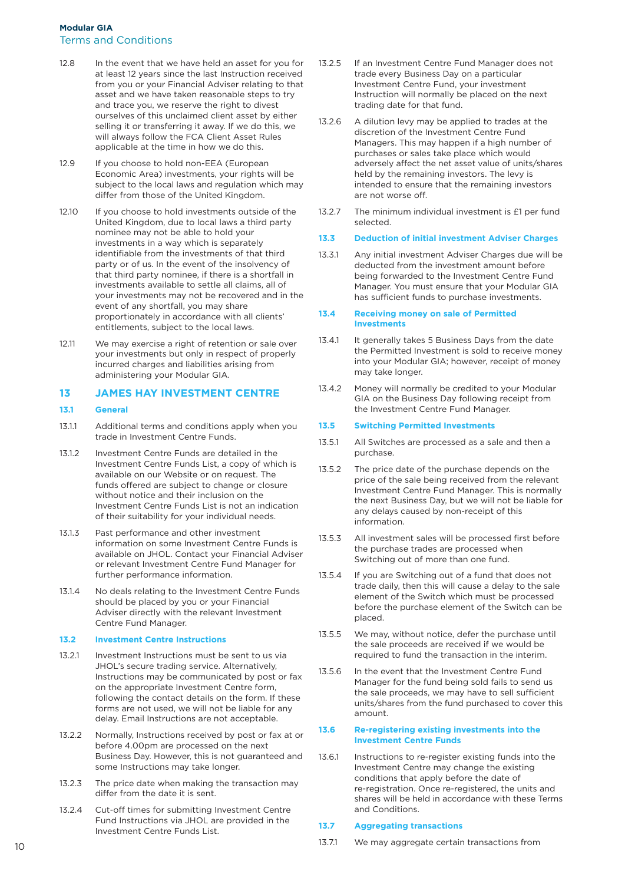12.8 In the event that we have held an asset for you for at least 12 years since the last Instruction received from you or your Financial Adviser relating to that asset and we have taken reasonable steps to try and trace you, we reserve the right to divest ourselves of this unclaimed client asset by either selling it or transferring it away. If we do this, we will always follow the FCA Client Asset Rules applicable at the time in how we do this.

12.9 If you choose to hold non-EEA (European Economic Area) investments, your rights will be subject to the local laws and regulation which may differ from those of the United Kingdom.

12.10 If you choose to hold investments outside of the United Kingdom, due to local laws a third party nominee may not be able to hold your investments in a way which is separately identifiable from the investments of that third party or of us. In the event of the insolvency of that third party nominee, if there is a shortfall in investments available to settle all claims, all of your investments may not be recovered and in the event of any shortfall, you may share proportionately in accordance with all clients' entitlements, subject to the local laws.

12.11 We may exercise a right of retention or sale over your investments but only in respect of properly incurred charges and liabilities arising from administering your Modular GIA.

## 13 JAMES HAY INVESTMENT CENTRE

### 13.1 General

13.1.1 Additional terms and conditions apply when you trade in Investment Centre Funds.

13.1.2 Investment Centre Funds are detailed in the Investment Centre Funds List, a copy of which is available on our Website or on request. The funds offered are subject to change or closure without notice and their inclusion on the Investment Centre Funds List is not an indication of their suitability for your individual needs.

13.1.3 Past performance and other investment information on some Investment Centre Funds is available on JHOL. Contact your Financial Adviser or relevant Investment Centre Fund Manager for further performance information.

13.1.4 No deals relating to the Investment Centre Funds should be placed by you or your Financial Adviser directly with the relevant Investment Centre Fund Manager.

### 13.2 Investment Centre Instructions

13.2.1 Investment Instructions must be sent to us via JHOL's secure trading service. Alternatively, Instructions may be communicated by post or fax on the appropriate Investment Centre form, following the contact details on the form. If these forms are not used, we will not be liable for any delay. Email Instructions are not acceptable.

13.2.2 Normally, Instructions received by post or fax at or before 4.00pm are processed on the next Business Day. However, this is not guaranteed and some Instructions may take longer.

13.2.3 The price date when making the transaction may differ from the date it is sent.

13.2.4 Cut-off times for submitting Investment Centre Fund Instructions via JHOL are provided in the Investment Centre Funds List.

13.2.5 If an Investment Centre Fund Manager does not trade every Business Day on a particular Investment Centre Fund, your investment Instruction will normally be placed on the next trading date for that fund.

13.2.6 A dilution levy may be applied to trades at the discretion of the Investment Centre Fund Managers. This may happen if a high number of purchases or sales take place which would adversely affect the net asset value of units/shares held by the remaining investors. The levy is intended to ensure that the remaining investors are not worse off.

13.2.7 The minimum individual investment is £1 per fund selected.

### 13.3 Deduction of initial investment Adviser Charges

13.3.1 Any initial investment Adviser Charges due will be deducted from the investment amount before being forwarded to the Investment Centre Fund Manager. You must ensure that your Modular GIA has sufficient funds to purchase investments.

### 13.4 Receiving money on sale of Permitted Investments

13.4.1 It generally takes 5 Business Days from the date the Permitted Investment is sold to receive money into your Modular GIA; however, receipt of money may take longer.

13.4.2 Money will normally be credited to your Modular GIA on the Business Day following receipt from the Investment Centre Fund Manager.

### 13.5 Switching Permitted Investments

13.5.1 All Switches are processed as a sale and then a purchase.

13.5.2 The price date of the purchase depends on the price of the sale being received from the relevant Investment Centre Fund Manager. This is normally the next Business Day, but we will not be liable for any delays caused by non-receipt of this information.

13.5.3 All investment sales will be processed first before the purchase trades are processed when Switching out of more than one fund.

13.5.4 If you are Switching out of a fund that does not trade daily, then this will cause a delay to the sale element of the Switch which must be processed before the purchase element of the Switch can be placed.

13.5.5 We may, without notice, defer the purchase until the sale proceeds are received if we would be required to fund the transaction in the interim.

13.5.6 In the event that the Investment Centre Fund Manager for the fund being sold fails to send us the sale proceeds, we may have to sell sufficient units/shares from the fund purchased to cover this amount.

### 13.6 Re-registering existing investments into the Investment Centre Funds

13.6.1 Instructions to re-register existing funds into the Investment Centre may change the existing conditions that apply before the date of re-registration. Once re-registered, the units and shares will be held in accordance with these Terms and Conditions.

### 13.7 Aggregating transactions

13.7.1 We may aggregate certain transactions from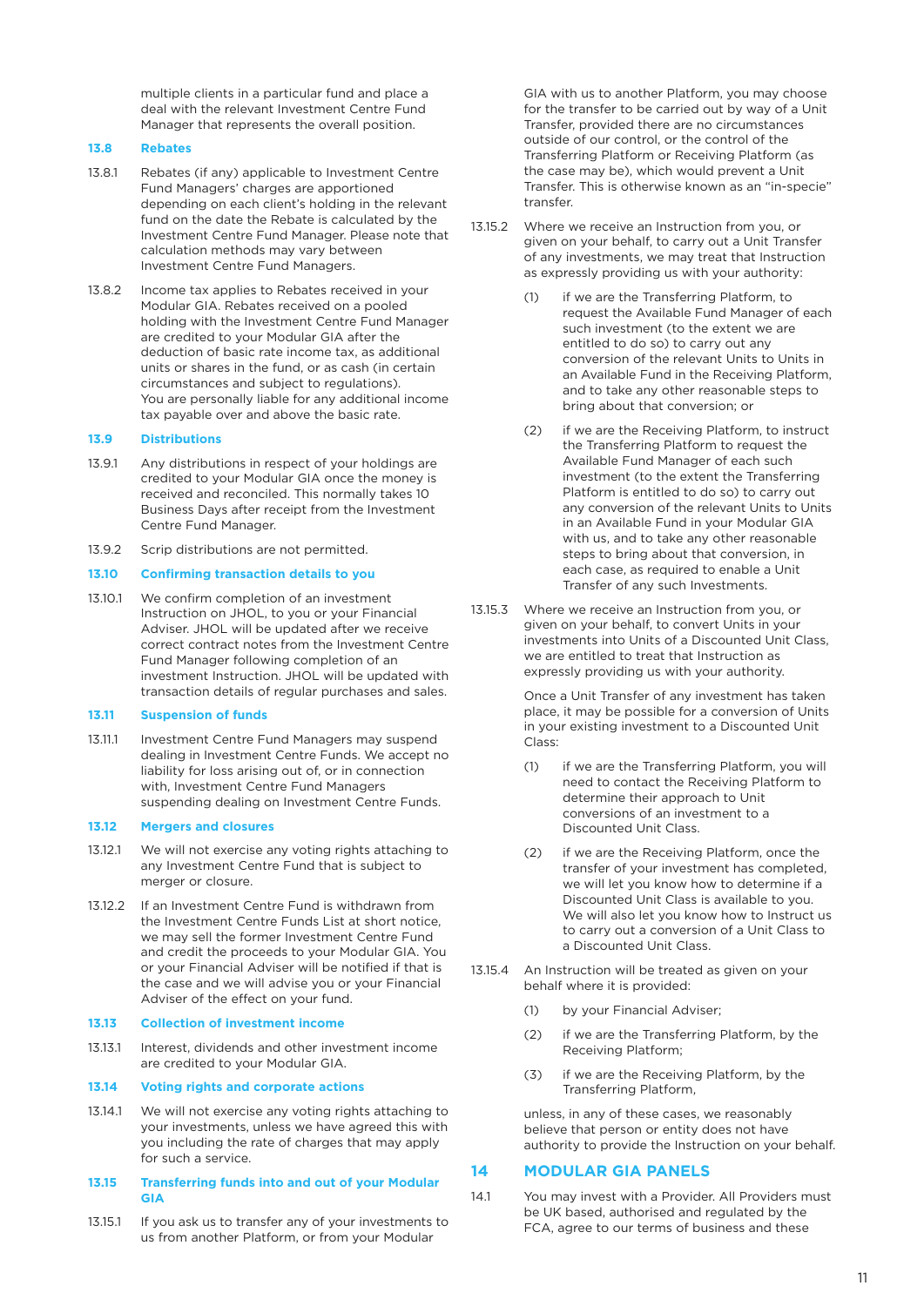multiple clients in a particular fund and place a deal with the relevant Investment Centre Fund Manager that represents the overall position.

### 13.8 Rebates

13.8.1 Rebates (if any) applicable to Investment Centre Fund Managers' charges are apportioned depending on each client's holding in the relevant fund on the date the Rebate is calculated by the Investment Centre Fund Manager. Please note that calculation methods may vary between Investment Centre Fund Managers.

13.8.2 Income tax applies to Rebates received in your Modular GIA. Rebates received on a pooled holding with the Investment Centre Fund Manager are credited to your Modular GIA after the deduction of basic rate income tax, as additional units or shares in the fund, or as cash (in certain circumstances and subject to regulations). You are personally liable for any additional income tax payable over and above the basic rate.

### 13.9 Distributions

13.9.1 Any distributions in respect of your holdings are credited to your Modular GIA once the money is received and reconciled. This normally takes 10 Business Days after receipt from the Investment Centre Fund Manager.

13.9.2 Scrip distributions are not permitted.

### 13.10 Confirming transaction details to you

13.10.1 We confirm completion of an investment Instruction on JHOL, to you or your Financial Adviser. JHOL will be updated after we receive correct contract notes from the Investment Centre Fund Manager following completion of an investment Instruction. JHOL will be updated with transaction details of regular purchases and sales.

### 13.11 Suspension of funds

13.11.1 Investment Centre Fund Managers may suspend dealing in Investment Centre Funds. We accept no liability for loss arising out of, or in connection with, Investment Centre Fund Managers suspending dealing on Investment Centre Funds.

### 13.12 Mergers and closures

13.12.1 We will not exercise any voting rights attaching to any Investment Centre Fund that is subject to merger or closure.

13.12.2 If an Investment Centre Fund is withdrawn from the Investment Centre Funds List at short notice, we may sell the former Investment Centre Fund and credit the proceeds to your Modular GIA. You or your Financial Adviser will be notified if that is the case and we will advise you or your Financial Adviser of the effect on your fund.

### 13.13 Collection of investment income

13.13.1 Interest, dividends and other investment income are credited to your Modular GIA.

### 13.14 Voting rights and corporate actions

13.14.1 We will not exercise any voting rights attaching to your investments, unless we have agreed this with you including the rate of charges that may apply for such a service.

### 13.15 Transferring funds into and out of your Modular GIA

13.15.1 If you ask us to transfer any of your investments to us from another Platform, or from your Modular GIA with us to another Platform, you may choose for the transfer to be carried out by way of a Unit Transfer, provided there are no circumstances outside of our control, or the control of the Transferring Platform or Receiving Platform (as the case may be), which would prevent a Unit Transfer. This is otherwise known as an "in-specie" transfer.

13.15.2 Where we receive an Instruction from you, or given on your behalf, to carry out a Unit Transfer of any investments, we may treat that Instruction as expressly providing us with your authority:

(1) if we are the Transferring Platform, to request the Available Fund Manager of each such investment (to the extent we are entitled to do so) to carry out any conversion of the relevant Units to Units in an Available Fund in the Receiving Platform, and to take any other reasonable steps to bring about that conversion; or

(2) if we are the Receiving Platform, to instruct the Transferring Platform to request the Available Fund Manager of each such investment (to the extent the Transferring Platform is entitled to do so) to carry out any conversion of the relevant Units to Units in an Available Fund in your Modular GIA with us, and to take any other reasonable steps to bring about that conversion, in each case, as required to enable a Unit Transfer of any such Investments.

13.15.3 Where we receive an Instruction from you, or given on your behalf, to convert Units in your investments into Units of a Discounted Unit Class, we are entitled to treat that Instruction as expressly providing us with your authority.

Once a Unit Transfer of any investment has taken place, it may be possible for a conversion of Units in your existing investment to a Discounted Unit Class:

(1) if we are the Transferring Platform, you will need to contact the Receiving Platform to determine their approach to Unit conversions of an investment to a Discounted Unit Class.

(2) if we are the Receiving Platform, once the transfer of your investment has completed, we will let you know how to determine if a Discounted Unit Class is available to you. We will also let you know how to Instruct us to carry out a conversion of a Unit Class to a Discounted Unit Class.

13.15.4 An Instruction will be treated as given on your behalf where it is provided:

(1) by your Financial Adviser;

(2) if we are the Transferring Platform, by the Receiving Platform;

(3) if we are the Receiving Platform, by the Transferring Platform,

unless, in any of these cases, we reasonably believe that person or entity does not have authority to provide the Instruction on your behalf.

## 14 MODULAR GIA PANELS

14.1 You may invest with a Provider. All Providers must be UK based, authorised and regulated by the FCA, agree to our terms of business and these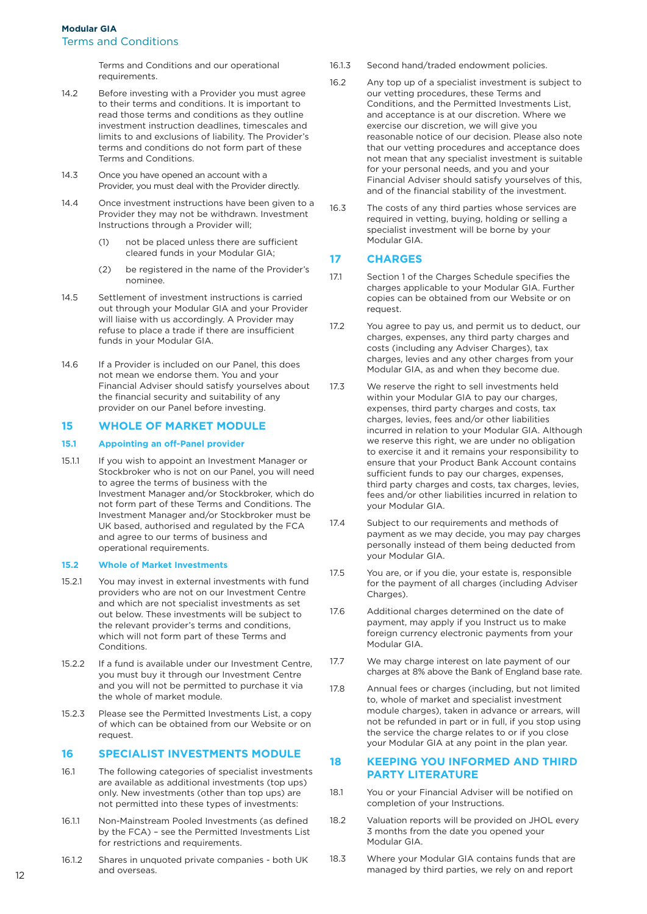Terms and Conditions and our operational requirements.

14.2 Before investing with a Provider you must agree to their terms and conditions. It is important to read those terms and conditions as they outline investment instruction deadlines, timescales and limits to and exclusions of liability. The Provider's terms and conditions do not form part of these Terms and Conditions.

14.3 Once you have opened an account with a Provider, you must deal with the Provider directly.

14.4 Once investment instructions have been given to a Provider they may not be withdrawn. Investment Instructions through a Provider will;

(1) not be placed unless there are sufficient cleared funds in your Modular GIA;

(2) be registered in the name of the Provider's nominee.

14.5 Settlement of investment instructions is carried out through your Modular GIA and your Provider will liaise with us accordingly. A Provider may refuse to place a trade if there are insufficient funds in your Modular GIA.

14.6 If a Provider is included on our Panel, this does not mean we endorse them. You and your Financial Adviser should satisfy yourselves about the financial security and suitability of any provider on our Panel before investing.

## 15 WHOLE OF MARKET MODULE

### 15.1 Appointing an off-Panel provider

15.1.1 If you wish to appoint an Investment Manager or Stockbroker who is not on our Panel, you will need to agree the terms of business with the Investment Manager and/or Stockbroker, which do not form part of these Terms and Conditions. The Investment Manager and/or Stockbroker must be UK based, authorised and regulated by the FCA and agree to our terms of business and operational requirements.

### 15.2 Whole of Market Investments

15.2.1 You may invest in external investments with fund providers who are not on our Investment Centre and which are not specialist investments as set out below. These investments will be subject to the relevant provider's terms and conditions, which will not form part of these Terms and Conditions.

15.2.2 If a fund is available under our Investment Centre, you must buy it through our Investment Centre and you will not be permitted to purchase it via the whole of market module.

15.2.3 Please see the Permitted Investments List, a copy of which can be obtained from our Website or on request.

## 16 SPECIALIST INVESTMENTS MODULE

16.1 The following categories of specialist investments are available as additional investments (top ups) only. New investments (other than top ups) are not permitted into these types of investments:

16.1.1 Non-Mainstream Pooled Investments (as defined by the FCA) – see the Permitted Investments List for restrictions and requirements.

16.1.2 Shares in unquoted private companies - both UK and overseas.

16.1.3 Second hand/traded endowment policies.

16.2 Any top up of a specialist investment is subject to our vetting procedures, these Terms and Conditions, and the Permitted Investments List, and acceptance is at our discretion. Where we exercise our discretion, we will give you reasonable notice of our decision. Please also note that our vetting procedures and acceptance does not mean that any specialist investment is suitable for your personal needs, and you and your Financial Adviser should satisfy yourselves of this, and of the financial stability of the investment.

16.3 The costs of any third parties whose services are required in vetting, buying, holding or selling a specialist investment will be borne by your Modular GIA.

## 17 CHARGES

17.1 Section 1 of the Charges Schedule specifies the charges applicable to your Modular GIA. Further copies can be obtained from our Website or on request.

17.2 You agree to pay us, and permit us to deduct, our charges, expenses, any third party charges and costs (including any Adviser Charges), tax charges, levies and any other charges from your Modular GIA, as and when they become due.

17.3 We reserve the right to sell investments held within your Modular GIA to pay our charges, expenses, third party charges and costs, tax charges, levies, fees and/or other liabilities incurred in relation to your Modular GIA. Although we reserve this right, we are under no obligation to exercise it and it remains your responsibility to ensure that your Product Bank Account contains sufficient funds to pay our charges, expenses, third party charges and costs, tax charges, levies, fees and/or other liabilities incurred in relation to your Modular GIA.

17.4 Subject to our requirements and methods of payment as we may decide, you may pay charges personally instead of them being deducted from your Modular GIA.

17.5 You are, or if you die, your estate is, responsible for the payment of all charges (including Adviser Charges).

17.6 Additional charges determined on the date of payment, may apply if you Instruct us to make foreign currency electronic payments from your Modular GIA.

17.7 We may charge interest on late payment of our charges at 8% above the Bank of England base rate.

17.8 Annual fees or charges (including, but not limited to, whole of market and specialist investment module charges), taken in advance or arrears, will not be refunded in part or in full, if you stop using the service the charge relates to or if you close your Modular GIA at any point in the plan year.

## 18 KEEPING YOU INFORMED AND THIRD PARTY LITERATURE

18.1 You or your Financial Adviser will be notified on completion of your Instructions.

18.2 Valuation reports will be provided on JHOL every 3 months from the date you opened your Modular GIA.

18.3 Where your Modular GIA contains funds that are managed by third parties, we rely on and report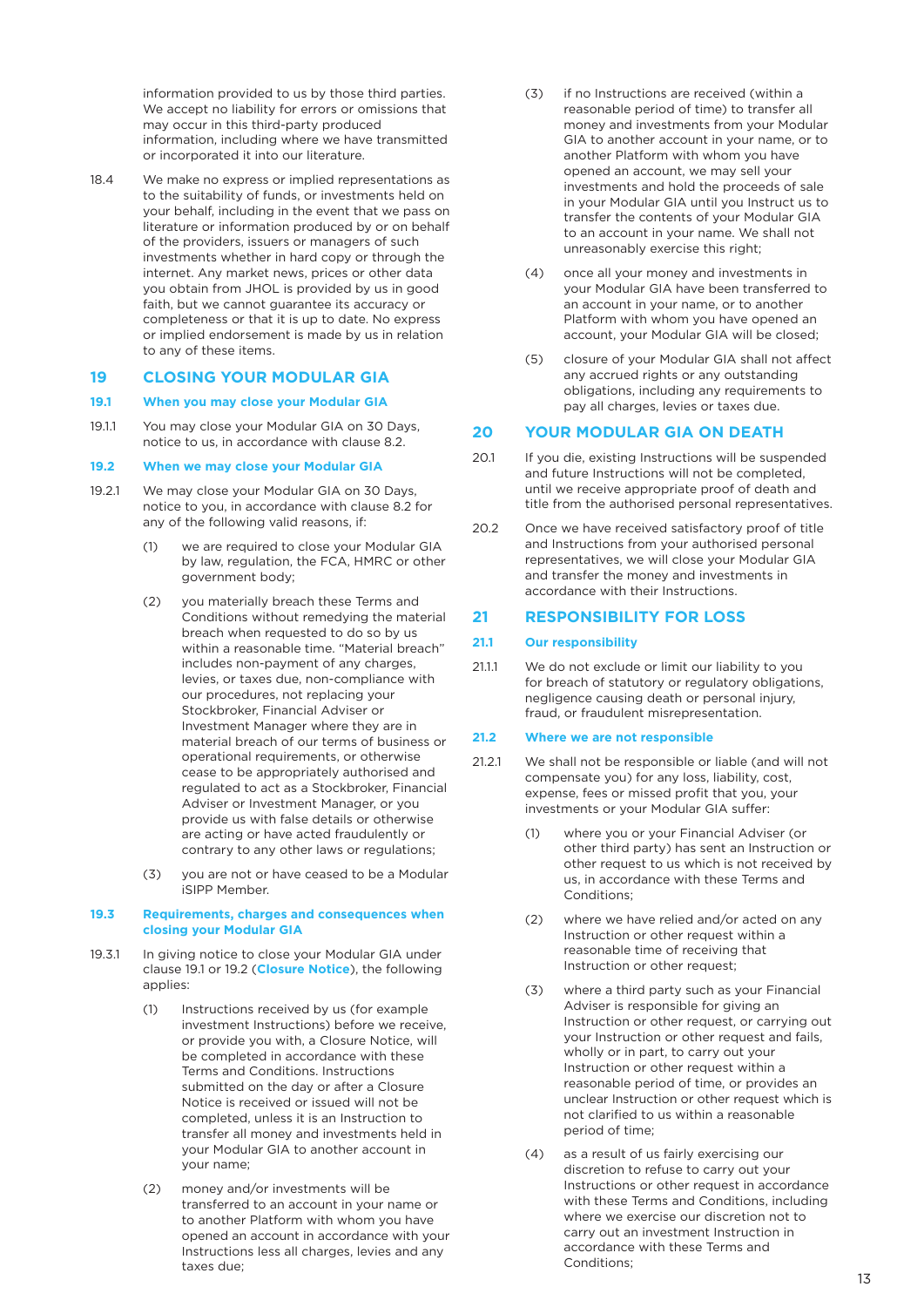information provided to us by those third parties. We accept no liability for errors or omissions that may occur in this third-party produced information, including where we have transmitted or incorporated it into our literature.

18.4 We make no express or implied representations as to the suitability of funds, or investments held on your behalf, including in the event that we pass on literature or information produced by or on behalf of the providers, issuers or managers of such investments whether in hard copy or through the internet. Any market news, prices or other data you obtain from JHOL is provided by us in good faith, but we cannot guarantee its accuracy or completeness or that it is up to date. No express or implied endorsement is made by us in relation to any of these items.

## 19 CLOSING YOUR MODULAR GIA

### 19.1 When you may close your Modular GIA

19.1.1 You may close your Modular GIA on 30 Days, notice to us, in accordance with clause 8.2.

### 19.2 When we may close your Modular GIA

19.2.1 We may close your Modular GIA on 30 Days, notice to you, in accordance with clause 8.2 for any of the following valid reasons, if:

(1) we are required to close your Modular GIA by law, regulation, the FCA, HMRC or other government body;

(2) you materially breach these Terms and Conditions without remedying the material breach when requested to do so by us within a reasonable time. "Material breach" includes non-payment of any charges, levies, or taxes due, non-compliance with our procedures, not replacing your Stockbroker, Financial Adviser or Investment Manager where they are in material breach of our terms of business or operational requirements, or otherwise cease to be appropriately authorised and regulated to act as a Stockbroker, Financial Adviser or Investment Manager, or you provide us with false details or otherwise are acting or have acted fraudulently or contrary to any other laws or regulations;

(3) you are not or have ceased to be a Modular iSIPP Member.

### 19.3 Requirements, charges and consequences when closing your Modular GIA

19.3.1 In giving notice to close your Modular GIA under clause 19.1 or 19.2 (**Closure Notice**), the following applies:

(1) Instructions received by us (for example investment Instructions) before we receive, or provide you with, a Closure Notice, will be completed in accordance with these Terms and Conditions. Instructions submitted on the day or after a Closure Notice is received or issued will not be completed, unless it is an Instruction to transfer all money and investments held in your Modular GIA to another account in your name;

(2) money and/or investments will be transferred to an account in your name or to another Platform with whom you have opened an account in accordance with your Instructions less all charges, levies and any taxes due;

(3) if no Instructions are received (within a reasonable period of time) to transfer all money and investments from your Modular GIA to another account in your name, or to another Platform with whom you have opened an account, we may sell your investments and hold the proceeds of sale in your Modular GIA until you Instruct us to transfer the contents of your Modular GIA to an account in your name. We shall not unreasonably exercise this right;

(4) once all your money and investments in your Modular GIA have been transferred to an account in your name, or to another Platform with whom you have opened an account, your Modular GIA will be closed;

(5) closure of your Modular GIA shall not affect any accrued rights or any outstanding obligations, including any requirements to pay all charges, levies or taxes due.

## 20 YOUR MODULAR GIA ON DEATH

20.1 If you die, existing Instructions will be suspended and future Instructions will not be completed, until we receive appropriate proof of death and title from the authorised personal representatives.

20.2 Once we have received satisfactory proof of title and Instructions from your authorised personal representatives, we will close your Modular GIA and transfer the money and investments in accordance with their Instructions.

## 21 RESPONSIBILITY FOR LOSS

### 21.1 Our responsibility

21.1.1 We do not exclude or limit our liability to you for breach of statutory or regulatory obligations, negligence causing death or personal injury, fraud, or fraudulent misrepresentation.

### 21.2 Where we are not responsible

21.2.1 We shall not be responsible or liable (and will not compensate you) for any loss, liability, cost, expense, fees or missed profit that you, your investments or your Modular GIA suffer:

(1) where you or your Financial Adviser (or other third party) has sent an Instruction or other request to us which is not received by us, in accordance with these Terms and Conditions;

(2) where we have relied and/or acted on any Instruction or other request within a reasonable time of receiving that Instruction or other request;

(3) where a third party such as your Financial Adviser is responsible for giving an Instruction or other request, or carrying out your Instruction or other request and fails, wholly or in part, to carry out your Instruction or other request within a reasonable period of time, or provides an unclear Instruction or other request which is not clarified to us within a reasonable period of time;

(4) as a result of us fairly exercising our discretion to refuse to carry out your Instructions or other request in accordance with these Terms and Conditions, including where we exercise our discretion not to carry out an investment Instruction in accordance with these Terms and Conditions;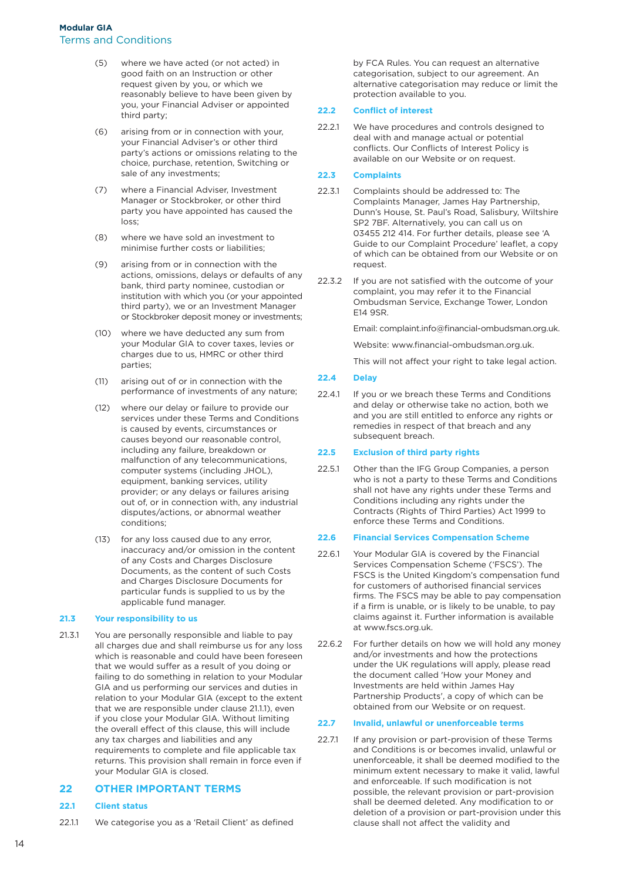(5) where we have acted (or not acted) in good faith on an Instruction or other request given by you, or which we reasonably believe to have been given by you, your Financial Adviser or appointed third party;

(6) arising from or in connection with your, your Financial Adviser's or other third party's actions or omissions relating to the choice, purchase, retention, Switching or sale of any investments;

(7) where a Financial Adviser, Investment Manager or Stockbroker, or other third party you have appointed has caused the loss;

(8) where we have sold an investment to minimise further costs or liabilities;

(9) arising from or in connection with the actions, omissions, delays or defaults of any bank, third party nominee, custodian or institution with which you (or your appointed third party), we or an Investment Manager or Stockbroker deposit money or investments;

(10) where we have deducted any sum from your Modular GIA to cover taxes, levies or charges due to us, HMRC or other third parties;

(11) arising out of or in connection with the performance of investments of any nature;

(12) where our delay or failure to provide our services under these Terms and Conditions is caused by events, circumstances or causes beyond our reasonable control, including any failure, breakdown or malfunction of any telecommunications, computer systems (including JHOL), equipment, banking services, utility provider; or any delays or failures arising out of, or in connection with, any industrial disputes/actions, or abnormal weather conditions;

(13) for any loss caused due to any error, inaccuracy and/or omission in the content of any Costs and Charges Disclosure Documents, as the content of such Costs and Charges Disclosure Documents for particular funds is supplied to us by the applicable fund manager.

### 21.3 Your responsibility to us

21.3.1 You are personally responsible and liable to pay all charges due and shall reimburse us for any loss which is reasonable and could have been foreseen that we would suffer as a result of you doing or failing to do something in relation to your Modular GIA and us performing our services and duties in relation to your Modular GIA (except to the extent that we are responsible under clause 21.1.1), even if you close your Modular GIA. Without limiting the overall effect of this clause, this will include any tax charges and liabilities and any requirements to complete and file applicable tax returns. This provision shall remain in force even if your Modular GIA is closed.

## 22 OTHER IMPORTANT TERMS

### 22.1 Client status

22.1.1 We categorise you as a 'Retail Client' as defined by FCA Rules. You can request an alternative categorisation, subject to our agreement. An alternative categorisation may reduce or limit the protection available to you.

### 22.2 Conflict of interest

22.2.1 We have procedures and controls designed to deal with and manage actual or potential conflicts. Our Conflicts of Interest Policy is available on our Website or on request.

### 22.3 Complaints

22.3.1 Complaints should be addressed to: The Complaints Manager, James Hay Partnership, Dunn's House, St. Paul's Road, Salisbury, Wiltshire SP2 7BF. Alternatively, you can call us on 03455 212 414. For further details, please see 'A Guide to our Complaint Procedure' leaflet, a copy of which can be obtained from our Website or on request.

22.3.2 If you are not satisfied with the outcome of your complaint, you may refer it to the Financial Ombudsman Service, Exchange Tower, London E14 9SR.

Email: complaint.info@financial-ombudsman.org.uk.

Website: www.financial-ombudsman.org.uk.

This will not affect your right to take legal action.

### 22.4 Delay

22.4.1 If you or we breach these Terms and Conditions and delay or otherwise take no action, both we and you are still entitled to enforce any rights or remedies in respect of that breach and any subsequent breach.

### 22.5 Exclusion of third party rights

22.5.1 Other than the IFG Group Companies, a person who is not a party to these Terms and Conditions shall not have any rights under these Terms and Conditions including any rights under the Contracts (Rights of Third Parties) Act 1999 to enforce these Terms and Conditions.

### 22.6 Financial Services Compensation Scheme

22.6.1 Your Modular GIA is covered by the Financial Services Compensation Scheme ('FSCS'). The FSCS is the United Kingdom's compensation fund for customers of authorised financial services firms. The FSCS may be able to pay compensation if a firm is unable, or is likely to be unable, to pay claims against it. Further information is available at www.fscs.org.uk.

22.6.2 For further details on how we will hold any money and/or investments and how the protections under the UK regulations will apply, please read the document called 'How your Money and Investments are held within James Hay Partnership Products', a copy of which can be obtained from our Website or on request.

### 22.7 Invalid, unlawful or unenforceable terms

22.7.1 If any provision or part-provision of these Terms and Conditions is or becomes invalid, unlawful or unenforceable, it shall be deemed modified to the minimum extent necessary to make it valid, lawful and enforceable. If such modification is not possible, the relevant provision or part-provision shall be deemed deleted. Any modification to or deletion of a provision or part-provision under this clause shall not affect the validity and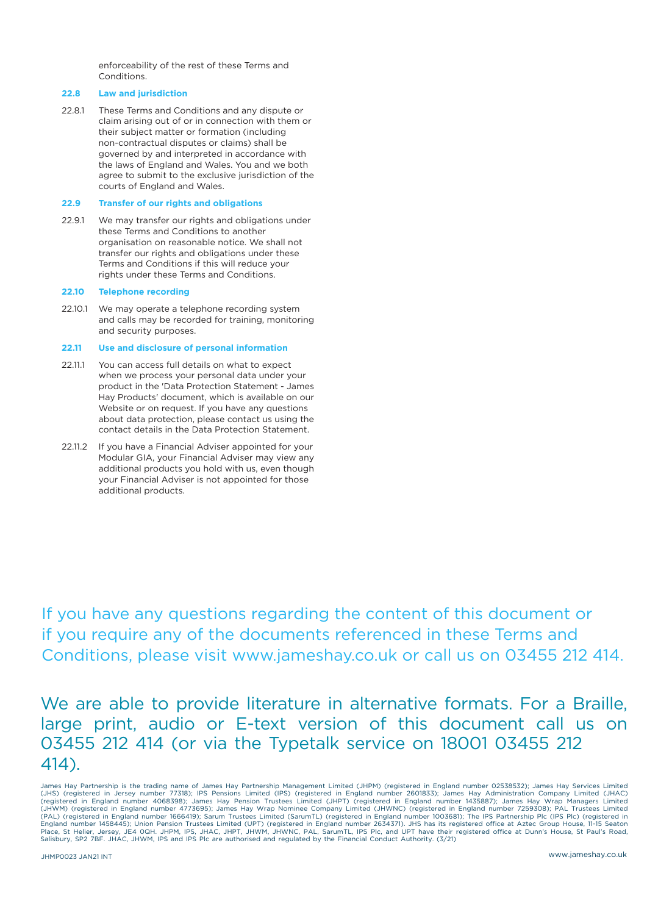enforceability of the rest of these Terms and Conditions.

### 22.8 Law and jurisdiction

22.8.1 These Terms and Conditions and any dispute or claim arising out of or in connection with them or their subject matter or formation (including non-contractual disputes or claims) shall be governed by and interpreted in accordance with the laws of England and Wales. You and we both agree to submit to the exclusive jurisdiction of the courts of England and Wales.

### 22.9 Transfer of our rights and obligations

22.9.1 We may transfer our rights and obligations under these Terms and Conditions to another organisation on reasonable notice. We shall not transfer our rights and obligations under these Terms and Conditions if this will reduce your rights under these Terms and Conditions.

### 22.10 Telephone recording

22.10.1 We may operate a telephone recording system and calls may be recorded for training, monitoring and security purposes.

### 22.11 Use and disclosure of personal information

22.11.1 You can access full details on what to expect when we process your personal data under your product in the 'Data Protection Statement - James Hay Products' document, which is available on our Website or on request. If you have any questions about data protection, please contact us using the contact details in the Data Protection Statement.

22.11.2 If you have a Financial Adviser appointed for your Modular GIA, your Financial Adviser may view any additional products you hold with us, even though your Financial Adviser is not appointed for those additional products.

If you have any questions regarding the content of this document or if you require any of the documents referenced in these Terms and Conditions, please visit www.jameshay.co.uk or call us on 03455 212 414.

We are able to provide literature in alternative formats. For a Braille, large print, audio or E-text version of this document call us on 03455 212 414 (or via the Typetalk service on 18001 03455 212 414).

James Hay Partnership is the trading name of James Hay Partnership Management Limited (JHPM) (registered in England number 02538532); James Hay Services Limited (JHS) (registered in Jersey number 77318); IPS Pensions Limited (IPS) (registered in England number 2601833); James Hay Administration Company Limited (JHAC) (registered in England number 4068398); James Hay Pension Trustees Limited (JHPT) (registered in England number 1435887); James Hay Wrap Managers Limited (JHWM) (registered in England number 4773695); James Hay Wrap Nominee Company Limited (JHWNC) (registered in England number 7259308); PAL Trustees Limited (PAL) (registered in England number 1666419); Sarum Trustees Limited (SarumTL) (registered in England number 1003681); The IPS Partnership Plc (IPS Plc) (registered in England number 1458445); Union Pension Trustees Limited (UPT) (registered in England number 2634371). JHS has its registered office at Aztec Group House, 11-15 Seaton Place, St Helier, Jersey, JE4 0QH. JHPM, IPS, JHAC, JHPT, JHWM, JHWNC, PAL, SarumTL, IPS Plc, and UPT have their registered office at Dunn's House, St Paul's Road, Salisbury, SP2 7BF. JHAC, JHWM, IPS and IPS Plc are authorised and regulated by the Financial Conduct Authority. (3/21)

JHMP0023 JAN21 INT

www.jameshay.co.uk